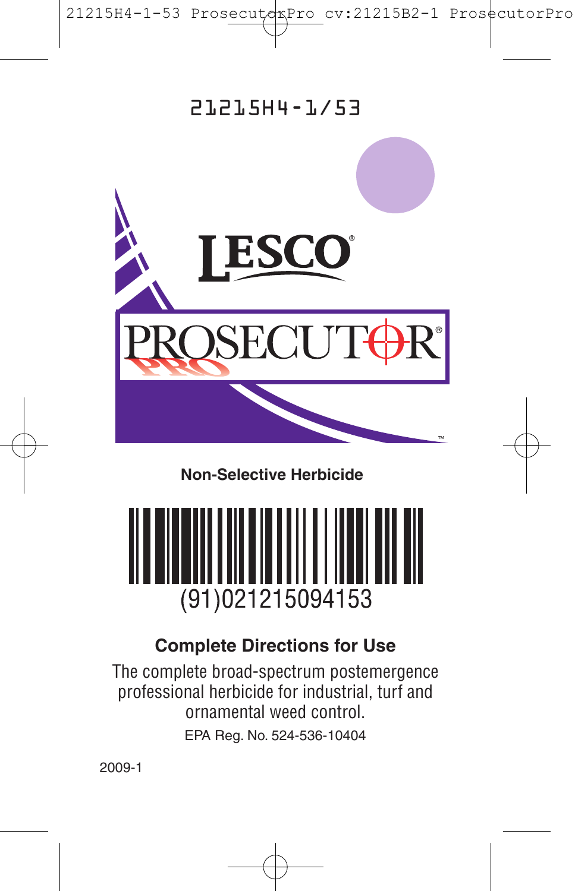21215H4-1/53

LESCO®

# PROSECUTOR® PRO™

**Non-Selective Herbicide**

(91)021215094153

## Complete Directions for Use

The complete broad-spectrum postemergence professional herbicide for industrial, turf and ornamental weed control.

EPA Reg. No. 524-536-10404

2009-1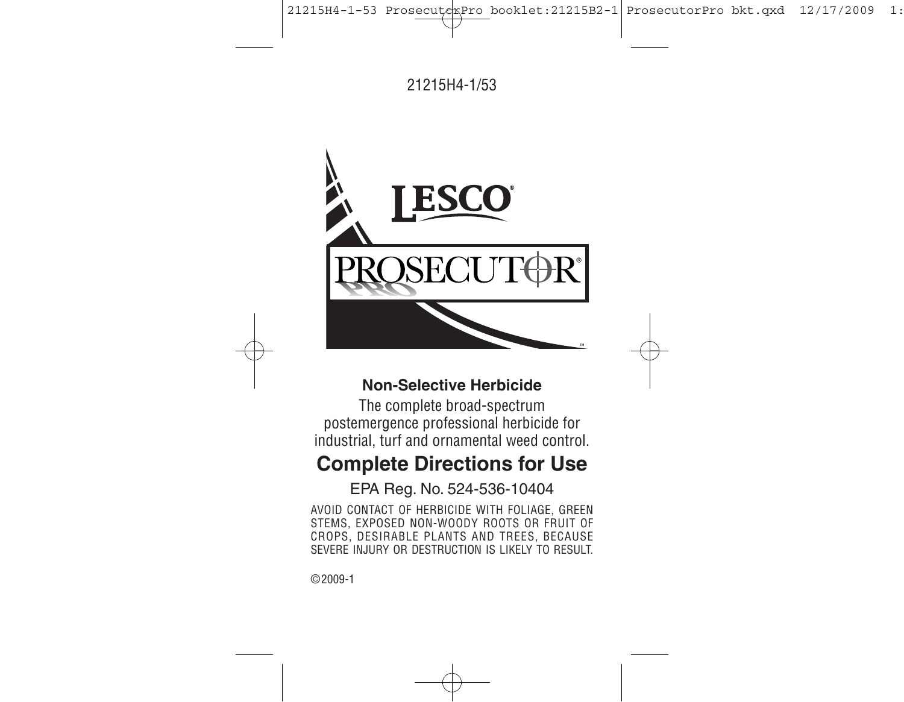21215H4-1/53

LESCO®

PROSECUTOR® PRO

™

**Non-Selective Herbicide**

The complete broad-spectrum postemergence professional herbicide for industrial, turf and ornamental weed control.

## Complete Directions for Use

EPA Reg. No. 524-536-10404

AVOID CONTACT OF HERBICIDE WITH FOLIAGE, GREEN STEMS, EXPOSED NON-WOODY ROOTS OR FRUIT OF CROPS, DESIRABLE PLANTS AND TREES, BECAUSE SEVERE INJURY OR DESTRUCTION IS LIKELY TO RESULT.

©2009-1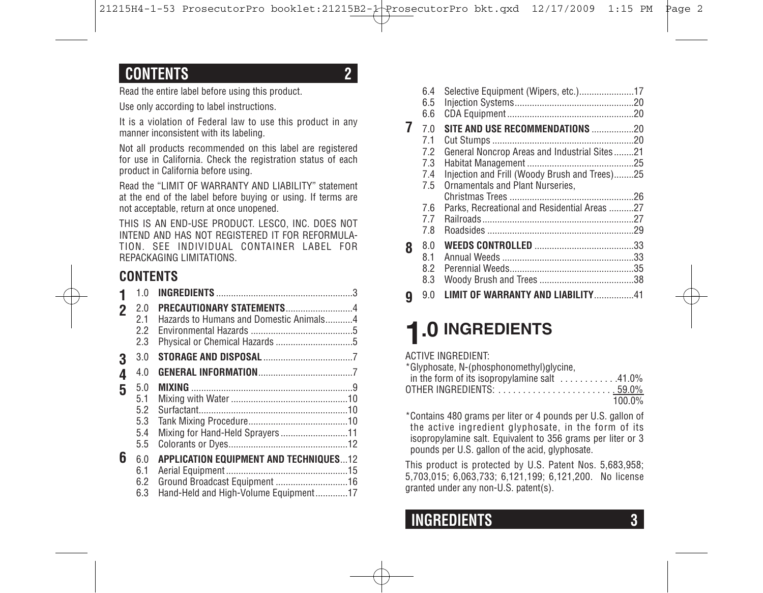## CONTENTS

Read the entire label before using this product.

Use only according to label instructions.

It is a violation of Federal law to use this product in any manner inconsistent with its labeling.

Not all products recommended on this label are registered for use in California. Check the registration status of each product in California before using.

Read the "LIMIT OF WARRANTY AND LIABILITY" statement at the end of the label before buying or using. If terms are not acceptable, return at once unopened.

THIS IS AN END-USE PRODUCT. LESCO, INC. DOES NOT INTEND AND HAS NOT REGISTERED IT FOR REFORMULATION. SEE INDIVIDUAL CONTAINER LABEL FOR REPACKAGING LIMITATIONS.

### CONTENTS

| | | | |
|---|---|---|---|
| **1** | 1.0 | **INGREDIENTS** | 3 |
| **2** | 2.0 | **PRECAUTIONARY STATEMENTS** | 4 |
| | 2.1 | Hazards to Humans and Domestic Animals | 4 |
| | 2.2 | Environmental Hazards | 5 |
| | 2.3 | Physical or Chemical Hazards | 5 |
| **3** | 3.0 | **STORAGE AND DISPOSAL** | 7 |
| **4** | 4.0 | **GENERAL INFORMATION** | 7 |
| **5** | 5.0 | **MIXING** | 9 |
| | 5.1 | Mixing with Water | 10 |
| | 5.2 | Surfactant | 10 |
| | 5.3 | Tank Mixing Procedure | 10 |
| | 5.4 | Mixing for Hand-Held Sprayers | 11 |
| | 5.5 | Colorants or Dyes | 12 |
| **6** | 6.0 | **APPLICATION EQUIPMENT AND TECHNIQUES** | 12 |
| | 6.1 | Aerial Equipment | 15 |
| | 6.2 | Ground Broadcast Equipment | 16 |
| | 6.3 | Hand-Held and High-Volume Equipment | 17 |
| | 6.4 | Selective Equipment (Wipers, etc.) | 17 |
| | 6.5 | Injection Systems | 20 |
| | 6.6 | CDA Equipment | 20 |
| **7** | 7.0 | **SITE AND USE RECOMMENDATIONS** | 20 |
| | 7.1 | Cut Stumps | 20 |
| | 7.2 | General Noncrop Areas and Industrial Sites | 21 |
| | 7.3 | Habitat Management | 25 |
| | 7.4 | Injection and Frill (Woody Brush and Trees) | 25 |
| | 7.5 | Ornamentals and Plant Nurseries, Christmas Trees | 26 |
| | 7.6 | Parks, Recreational and Residential Areas | 27 |
| | 7.7 | Railroads | 27 |
| | 7.8 | Roadsides | 29 |
| **8** | 8.0 | **WEEDS CONTROLLED** | 33 |
| | 8.1 | Annual Weeds | 33 |
| | 8.2 | Perennial Weeds | 35 |
| | 8.3 | Woody Brush and Trees | 38 |
| **9** | 9.0 | **LIMIT OF WARRANTY AND LIABILITY** | 41 |

# 1.0 INGREDIENTS

ACTIVE INGREDIENT:

*Glyphosate, N-(phosphonomethyl)glycine, in the form of its isopropylamine salt ........... 41.0%

OTHER INGREDIENTS: ........................ 59.0%

100.0%

*Contains 480 grams per liter or 4 pounds per U.S. gallon of the active ingredient glyphosate, in the form of its isopropylamine salt. Equivalent to 356 grams per liter or 3 pounds per U.S. gallon of the acid, glyphosate.

This product is protected by U.S. Patent Nos. 5,683,958; 5,703,015; 6,063,733; 6,121,199; 6,121,200. No license granted under any non-U.S. patent(s).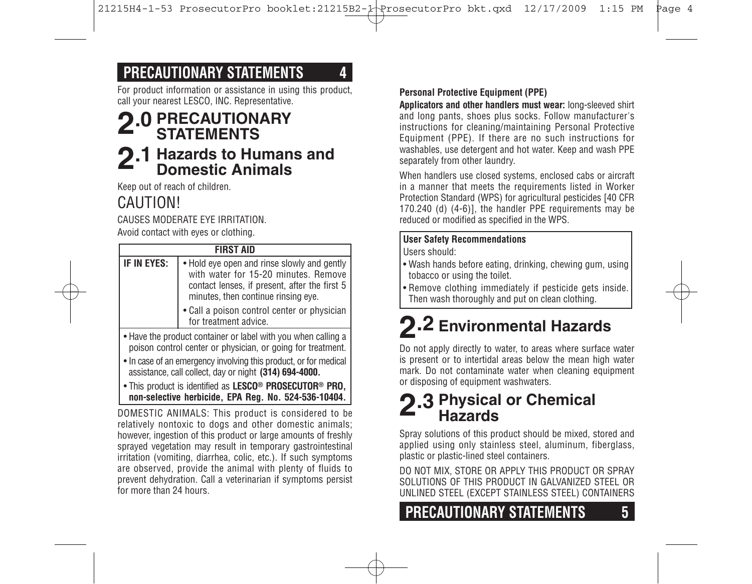For product information or assistance in using this product, call your nearest LESCO, INC. Representative.

# 2.0 PRECAUTIONARY STATEMENTS

## 2.1 Hazards to Humans and Domestic Animals

Keep out of reach of children.

CAUTION!

CAUSES MODERATE EYE IRRITATION.

Avoid contact with eyes or clothing.

| FIRST AID | |
|---|---|
| **IF IN EYES:** | • Hold eye open and rinse slowly and gently with water for 15-20 minutes. Remove contact lenses, if present, after the first 5 minutes, then continue rinsing eye.<br>• Call a poison control center or physician for treatment advice. |
| • Have the product container or label with you when calling a poison control center or physician, or going for treatment.<br>• In case of an emergency involving this product, or for medical assistance, call collect, day or night **(314) 694-4000.**<br>• This product is identified as **LESCO® PROSECUTOR® PRO, non-selective herbicide, EPA Reg. No. 524-536-10404.** | |

DOMESTIC ANIMALS: This product is considered to be relatively nontoxic to dogs and other domestic animals; however, ingestion of this product or large amounts of freshly sprayed vegetation may result in temporary gastrointestinal irritation (vomiting, diarrhea, colic, etc.). If such symptoms are observed, provide the animal with plenty of fluids to prevent dehydration. Call a veterinarian if symptoms persist for more than 24 hours.

**Personal Protective Equipment (PPE)**

**Applicators and other handlers must wear:** long-sleeved shirt and long pants, shoes plus socks. Follow manufacturer's instructions for cleaning/maintaining Personal Protective Equipment (PPE). If there are no such instructions for washables, use detergent and hot water. Keep and wash PPE separately from other laundry.

When handlers use closed systems, enclosed cabs or aircraft in a manner that meets the requirements listed in Worker Protection Standard (WPS) for agricultural pesticides [40 CFR 170.240 (d) (4-6)], the handler PPE requirements may be reduced or modified as specified in the WPS.

**User Safety Recommendations**

Users should:

- Wash hands before eating, drinking, chewing gum, using tobacco or using the toilet.
- Remove clothing immediately if pesticide gets inside. Then wash thoroughly and put on clean clothing.

## 2.2 Environmental Hazards

Do not apply directly to water, to areas where surface water is present or to intertidal areas below the mean high water mark. Do not contaminate water when cleaning equipment or disposing of equipment washwaters.

## 2.3 Physical or Chemical Hazards

Spray solutions of this product should be mixed, stored and applied using only stainless steel, aluminum, fiberglass, plastic or plastic-lined steel containers.

DO NOT MIX, STORE OR APPLY THIS PRODUCT OR SPRAY SOLUTIONS OF THIS PRODUCT IN GALVANIZED STEEL OR UNLINED STEEL (EXCEPT STAINLESS STEEL) CONTAINERS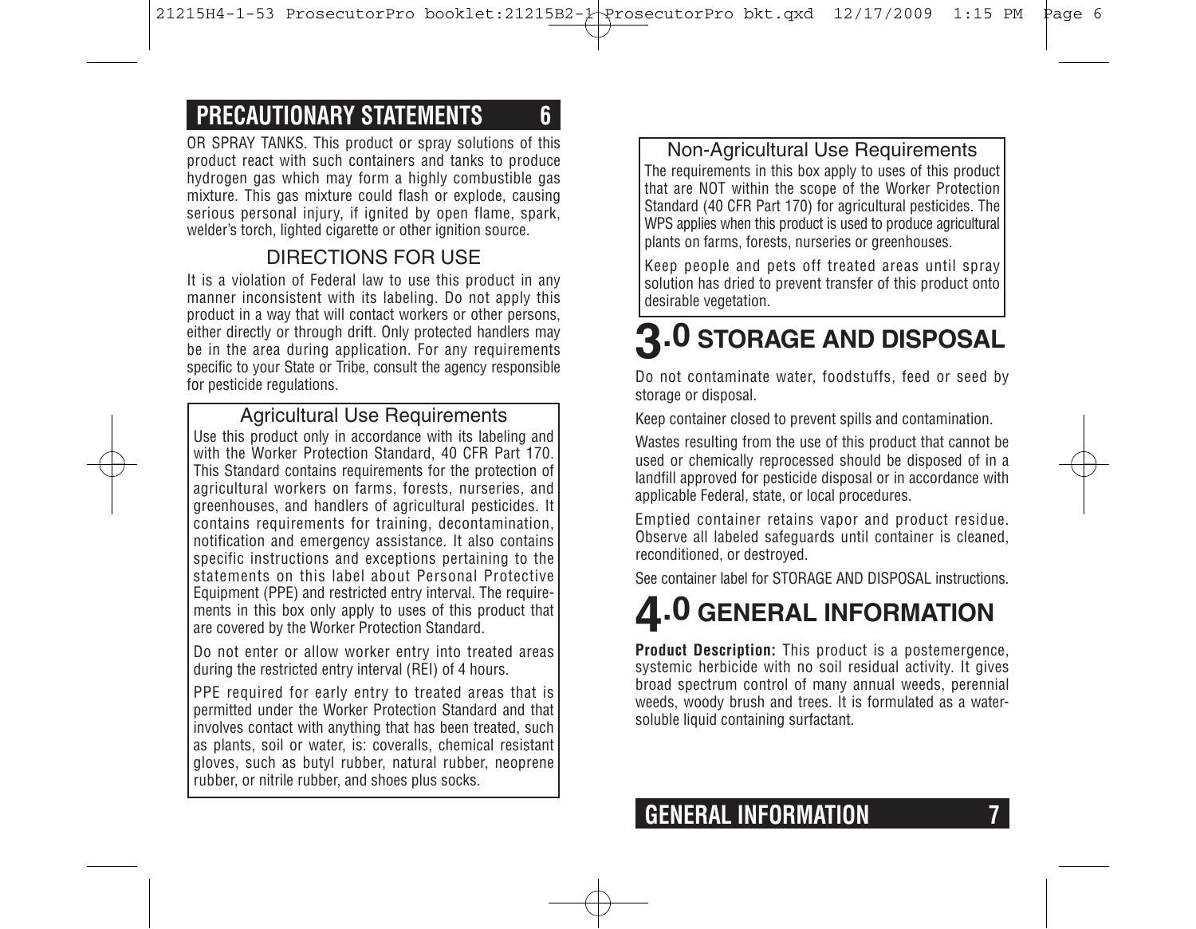OR SPRAY TANKS. This product or spray solutions of this product react with such containers and tanks to produce hydrogen gas which may form a highly combustible gas mixture. This gas mixture could flash or explode, causing serious personal injury, if ignited by open flame, spark, welder's torch, lighted cigarette or other ignition source.

### DIRECTIONS FOR USE

It is a violation of Federal law to use this product in any manner inconsistent with its labeling. Do not apply this product in a way that will contact workers or other persons, either directly or through drift. Only protected handlers may be in the area during application. For any requirements specific to your State or Tribe, consult the agency responsible for pesticide regulations.

#### Agricultural Use Requirements

Use this product only in accordance with its labeling and with the Worker Protection Standard, 40 CFR Part 170. This Standard contains requirements for the protection of agricultural workers on farms, forests, nurseries, and greenhouses, and handlers of agricultural pesticides. It contains requirements for training, decontamination, notification and emergency assistance. It also contains specific instructions and exceptions pertaining to the statements on this label about Personal Protective Equipment (PPE) and restricted entry interval. The requirements in this box only apply to uses of this product that are covered by the Worker Protection Standard.

Do not enter or allow worker entry into treated areas during the restricted entry interval (REI) of 4 hours.

PPE required for early entry to treated areas that is permitted under the Worker Protection Standard and that involves contact with anything that has been treated, such as plants, soil or water, is: coveralls, chemical resistant gloves, such as butyl rubber, natural rubber, neoprene rubber, or nitrile rubber, and shoes plus socks.

#### Non-Agricultural Use Requirements

The requirements in this box apply to uses of this product that are NOT within the scope of the Worker Protection Standard (40 CFR Part 170) for agricultural pesticides. The WPS applies when this product is used to produce agricultural plants on farms, forests, nurseries or greenhouses.

Keep people and pets off treated areas until spray solution has dried to prevent transfer of this product onto desirable vegetation.

## 3.0 STORAGE AND DISPOSAL

Do not contaminate water, foodstuffs, feed or seed by storage or disposal.

Keep container closed to prevent spills and contamination.

Wastes resulting from the use of this product that cannot be used or chemically reprocessed should be disposed of in a landfill approved for pesticide disposal or in accordance with applicable Federal, state, or local procedures.

Emptied container retains vapor and product residue. Observe all labeled safeguards until container is cleaned, reconditioned, or destroyed.

See container label for STORAGE AND DISPOSAL instructions.

## 4.0 GENERAL INFORMATION

**Product Description:** This product is a postemergence, systemic herbicide with no soil residual activity. It gives broad spectrum control of many annual weeds, perennial weeds, woody brush and trees. It is formulated as a water-soluble liquid containing surfactant.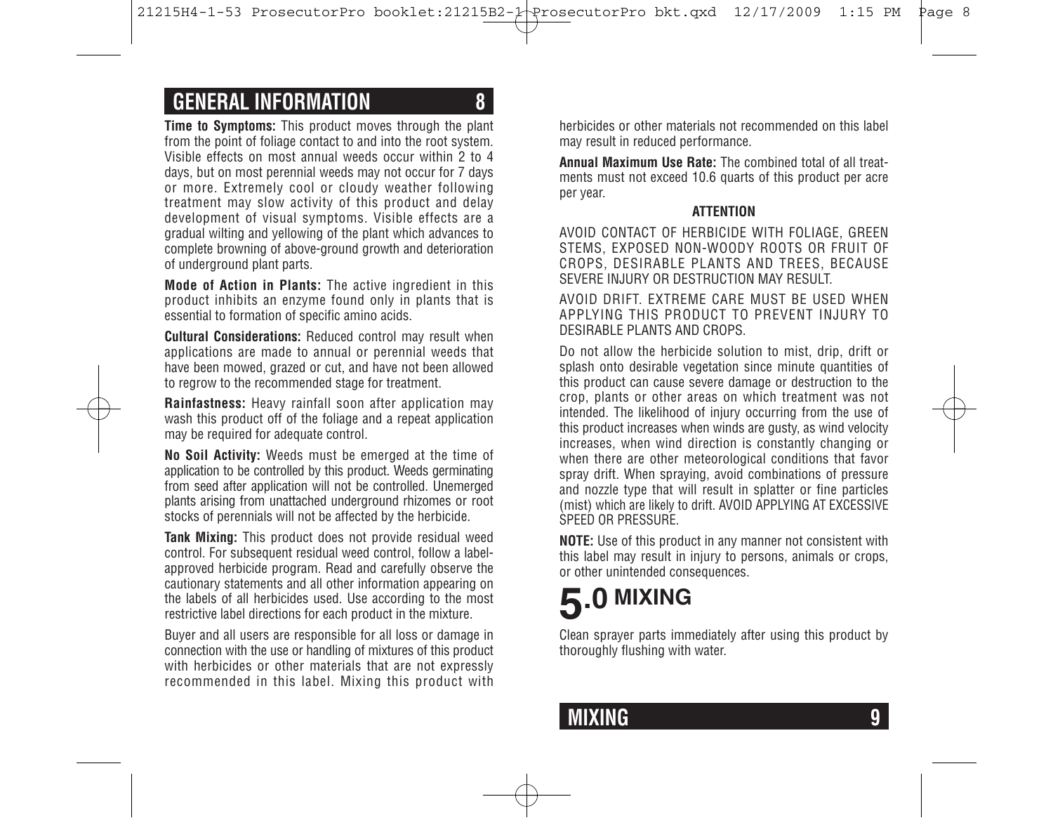## GENERAL INFORMATION

**Time to Symptoms:** This product moves through the plant from the point of foliage contact to and into the root system. Visible effects on most annual weeds occur within 2 to 4 days, but on most perennial weeds may not occur for 7 days or more. Extremely cool or cloudy weather following treatment may slow activity of this product and delay development of visual symptoms. Visible effects are a gradual wilting and yellowing of the plant which advances to complete browning of above-ground growth and deterioration of underground plant parts.

**Mode of Action in Plants:** The active ingredient in this product inhibits an enzyme found only in plants that is essential to formation of specific amino acids.

**Cultural Considerations:** Reduced control may result when applications are made to annual or perennial weeds that have been mowed, grazed or cut, and have not been allowed to regrow to the recommended stage for treatment.

**Rainfastness:** Heavy rainfall soon after application may wash this product off of the foliage and a repeat application may be required for adequate control.

**No Soil Activity:** Weeds must be emerged at the time of application to be controlled by this product. Weeds germinating from seed after application will not be controlled. Unemerged plants arising from unattached underground rhizomes or root stocks of perennials will not be affected by the herbicide.

**Tank Mixing:** This product does not provide residual weed control. For subsequent residual weed control, follow a label-approved herbicide program. Read and carefully observe the cautionary statements and all other information appearing on the labels of all herbicides used. Use according to the most restrictive label directions for each product in the mixture.

Buyer and all users are responsible for all loss or damage in connection with the use or handling of mixtures of this product with herbicides or other materials that are not expressly recommended in this label. Mixing this product with herbicides or other materials not recommended on this label may result in reduced performance.

**Annual Maximum Use Rate:** The combined total of all treatments must not exceed 10.6 quarts of this product per acre per year.

**ATTENTION**

AVOID CONTACT OF HERBICIDE WITH FOLIAGE, GREEN STEMS, EXPOSED NON-WOODY ROOTS OR FRUIT OF CROPS, DESIRABLE PLANTS AND TREES, BECAUSE SEVERE INJURY OR DESTRUCTION MAY RESULT.

AVOID DRIFT. EXTREME CARE MUST BE USED WHEN APPLYING THIS PRODUCT TO PREVENT INJURY TO DESIRABLE PLANTS AND CROPS.

Do not allow the herbicide solution to mist, drip, drift or splash onto desirable vegetation since minute quantities of this product can cause severe damage or destruction to the crop, plants or other areas on which treatment was not intended. The likelihood of injury occurring from the use of this product increases when winds are gusty, as wind velocity increases, when wind direction is constantly changing or when there are other meteorological conditions that favor spray drift. When spraying, avoid combinations of pressure and nozzle type that will result in splatter or fine particles (mist) which are likely to drift. AVOID APPLYING AT EXCESSIVE SPEED OR PRESSURE.

**NOTE:** Use of this product in any manner not consistent with this label may result in injury to persons, animals or crops, or other unintended consequences.

# 5.0 MIXING

Clean sprayer parts immediately after using this product by thoroughly flushing with water.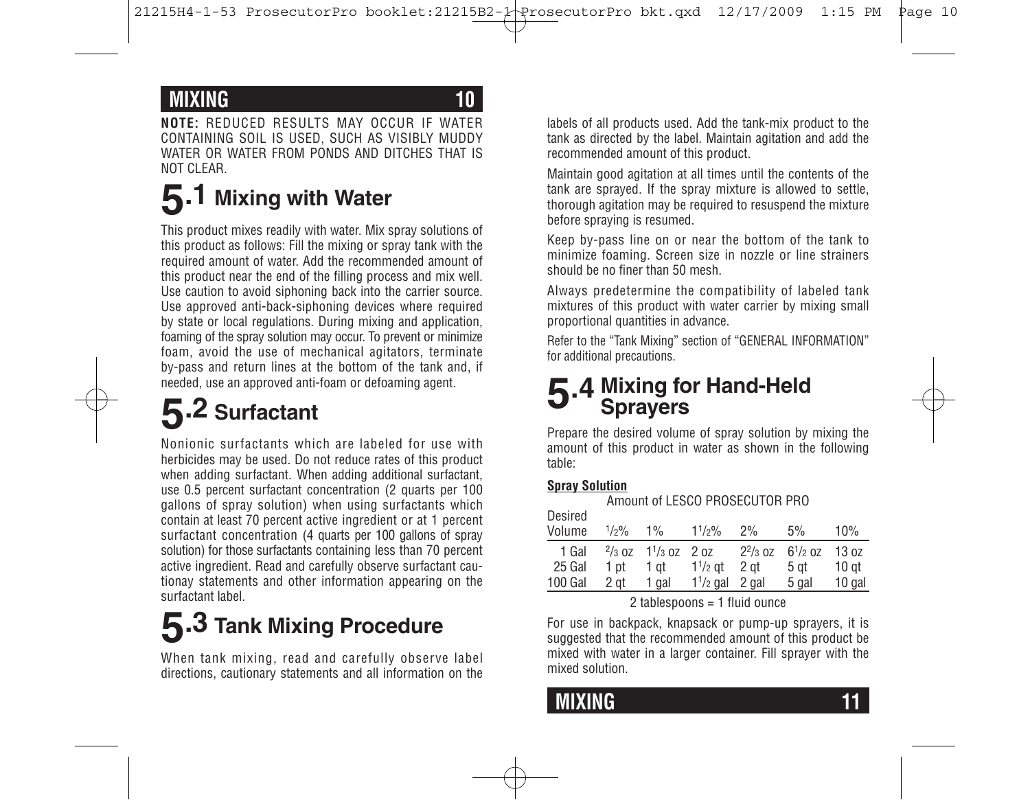## MIXING

**NOTE:** REDUCED RESULTS MAY OCCUR IF WATER CONTAINING SOIL IS USED, SUCH AS VISIBLY MUDDY WATER OR WATER FROM PONDS AND DITCHES THAT IS NOT CLEAR.

# 5.1 Mixing with Water

This product mixes readily with water. Mix spray solutions of this product as follows: Fill the mixing or spray tank with the required amount of water. Add the recommended amount of this product near the end of the filling process and mix well. Use caution to avoid siphoning back into the carrier source. Use approved anti-back-siphoning devices where required by state or local regulations. During mixing and application, foaming of the spray solution may occur. To prevent or minimize foam, avoid the use of mechanical agitators, terminate by-pass and return lines at the bottom of the tank and, if needed, use an approved anti-foam or defoaming agent.

# 5.2 Surfactant

Nonionic surfactants which are labeled for use with herbicides may be used. Do not reduce rates of this product when adding surfactant. When adding additional surfactant, use 0.5 percent surfactant concentration (2 quarts per 100 gallons of spray solution) when using surfactants which contain at least 70 percent active ingredient or at 1 percent surfactant concentration (4 quarts per 100 gallons of spray solution) for those surfactants containing less than 70 percent active ingredient. Read and carefully observe surfactant cautionay statements and other information appearing on the surfactant label.

# 5.3 Tank Mixing Procedure

When tank mixing, read and carefully observe label directions, cautionary statements and all information on the labels of all products used. Add the tank-mix product to the tank as directed by the label. Maintain agitation and add the recommended amount of this product.

Maintain good agitation at all times until the contents of the tank are sprayed. If the spray mixture is allowed to settle, thorough agitation may be required to resuspend the mixture before spraying is resumed.

Keep by-pass line on or near the bottom of the tank to minimize foaming. Screen size in nozzle or line strainers should be no finer than 50 mesh.

Always predetermine the compatibility of labeled tank mixtures of this product with water carrier by mixing small proportional quantities in advance.

Refer to the "Tank Mixing" section of "GENERAL INFORMATION" for additional precautions.

# 5.4 Mixing for Hand-Held Sprayers

Prepare the desired volume of spray solution by mixing the amount of this product in water as shown in the following table:

**Spray Solution**

| Desired Volume | Amount of LESCO PROSECUTOR PRO 1/2% | 1% | 1 1/2% | 2% | 5% | 10% |
|---|---|---|---|---|---|---|
| 1 Gal | 2/3 oz | 1 1/3 oz | 2 oz | 2 2/3 oz | 6 1/2 oz | 13 oz |
| 25 Gal | 1 pt | 1 qt | 1 1/2 qt | 2 qt | 5 qt | 10 qt |
| 100 Gal | 2 qt | 1 gal | 1 1/2 gal | 2 gal | 5 gal | 10 gal |

2 tablespoons = 1 fluid ounce

For use in backpack, knapsack or pump-up sprayers, it is suggested that the recommended amount of this product be mixed with water in a larger container. Fill sprayer with the mixed solution.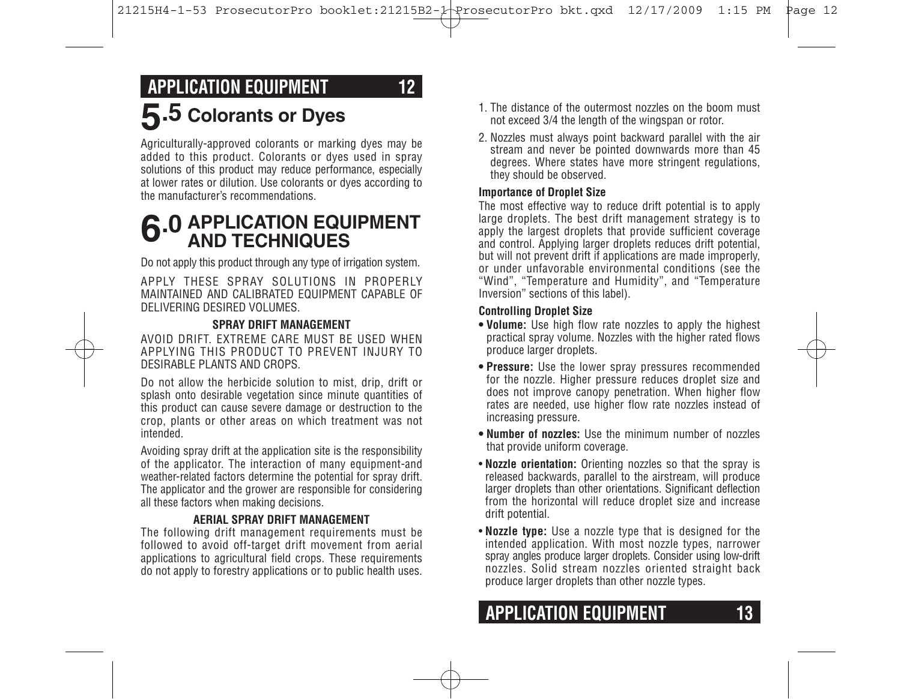## 5.5 Colorants or Dyes

Agriculturally-approved colorants or marking dyes may be added to this product. Colorants or dyes used in spray solutions of this product may reduce performance, especially at lower rates or dilution. Use colorants or dyes according to the manufacturer's recommendations.

# 6.0 APPLICATION EQUIPMENT AND TECHNIQUES

Do not apply this product through any type of irrigation system.

APPLY THESE SPRAY SOLUTIONS IN PROPERLY MAINTAINED AND CALIBRATED EQUIPMENT CAPABLE OF DELIVERING DESIRED VOLUMES.

**SPRAY DRIFT MANAGEMENT**

AVOID DRIFT. EXTREME CARE MUST BE USED WHEN APPLYING THIS PRODUCT TO PREVENT INJURY TO DESIRABLE PLANTS AND CROPS.

Do not allow the herbicide solution to mist, drip, drift or splash onto desirable vegetation since minute quantities of this product can cause severe damage or destruction to the crop, plants or other areas on which treatment was not intended.

Avoiding spray drift at the application site is the responsibility of the applicator. The interaction of many equipment-and weather-related factors determine the potential for spray drift. The applicator and the grower are responsible for considering all these factors when making decisions.

**AERIAL SPRAY DRIFT MANAGEMENT**

The following drift management requirements must be followed to avoid off-target drift movement from aerial applications to agricultural field crops. These requirements do not apply to forestry applications or to public health uses.

1. The distance of the outermost nozzles on the boom must not exceed 3/4 the length of the wingspan or rotor.
2. Nozzles must always point backward parallel with the air stream and never be pointed downwards more than 45 degrees. Where states have more stringent regulations, they should be observed.

**Importance of Droplet Size**

The most effective way to reduce drift potential is to apply large droplets. The best drift management strategy is to apply the largest droplets that provide sufficient coverage and control. Applying larger droplets reduces drift potential, but will not prevent drift if applications are made improperly, or under unfavorable environmental conditions (see the "Wind", "Temperature and Humidity", and "Temperature Inversion" sections of this label).

**Controlling Droplet Size**

- **Volume:** Use high flow rate nozzles to apply the highest practical spray volume. Nozzles with the higher rated flows produce larger droplets.
- **Pressure:** Use the lower spray pressures recommended for the nozzle. Higher pressure reduces droplet size and does not improve canopy penetration. When higher flow rates are needed, use higher flow rate nozzles instead of increasing pressure.
- **Number of nozzles:** Use the minimum number of nozzles that provide uniform coverage.
- **Nozzle orientation:** Orienting nozzles so that the spray is released backwards, parallel to the airstream, will produce larger droplets than other orientations. Significant deflection from the horizontal will reduce droplet size and increase drift potential.
- **Nozzle type:** Use a nozzle type that is designed for the intended application. With most nozzle types, narrower spray angles produce larger droplets. Consider using low-drift nozzles. Solid stream nozzles oriented straight back produce larger droplets than other nozzle types.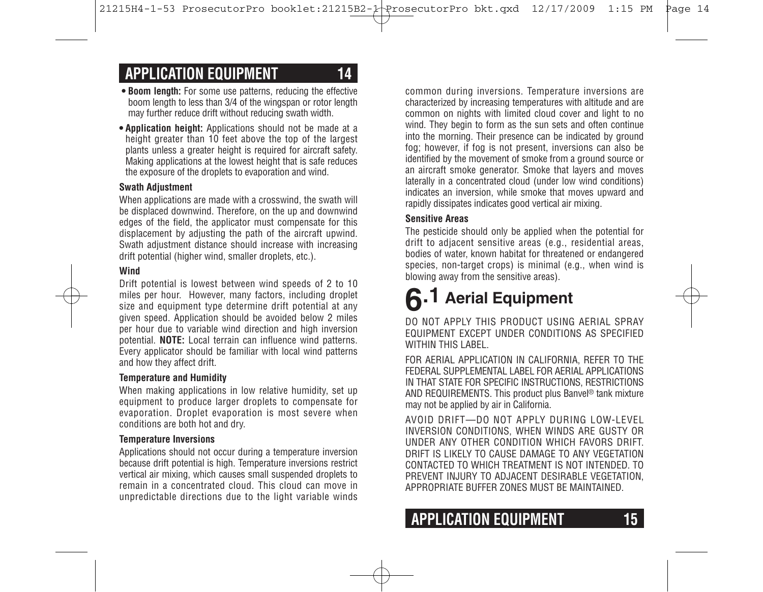- **Boom length:** For some use patterns, reducing the effective boom length to less than 3/4 of the wingspan or rotor length may further reduce drift without reducing swath width.
- **Application height:** Applications should not be made at a height greater than 10 feet above the top of the largest plants unless a greater height is required for aircraft safety. Making applications at the lowest height that is safe reduces the exposure of the droplets to evaporation and wind.

#### Swath Adjustment

When applications are made with a crosswind, the swath will be displaced downwind. Therefore, on the up and downwind edges of the field, the applicator must compensate for this displacement by adjusting the path of the aircraft upwind. Swath adjustment distance should increase with increasing drift potential (higher wind, smaller droplets, etc.).

#### Wind

Drift potential is lowest between wind speeds of 2 to 10 miles per hour. However, many factors, including droplet size and equipment type determine drift potential at any given speed. Application should be avoided below 2 miles per hour due to variable wind direction and high inversion potential. **NOTE:** Local terrain can influence wind patterns. Every applicator should be familiar with local wind patterns and how they affect drift.

#### Temperature and Humidity

When making applications in low relative humidity, set up equipment to produce larger droplets to compensate for evaporation. Droplet evaporation is most severe when conditions are both hot and dry.

#### Temperature Inversions

Applications should not occur during a temperature inversion because drift potential is high. Temperature inversions restrict vertical air mixing, which causes small suspended droplets to remain in a concentrated cloud. This cloud can move in unpredictable directions due to the light variable winds common during inversions. Temperature inversions are characterized by increasing temperatures with altitude and are common on nights with limited cloud cover and light to no wind. They begin to form as the sun sets and often continue into the morning. Their presence can be indicated by ground fog; however, if fog is not present, inversions can also be identified by the movement of smoke from a ground source or an aircraft smoke generator. Smoke that layers and moves laterally in a concentrated cloud (under low wind conditions) indicates an inversion, while smoke that moves upward and rapidly dissipates indicates good vertical air mixing.

#### Sensitive Areas

The pesticide should only be applied when the potential for drift to adjacent sensitive areas (e.g., residential areas, bodies of water, known habitat for threatened or endangered species, non-target crops) is minimal (e.g., when wind is blowing away from the sensitive areas).

## 6.1 Aerial Equipment

DO NOT APPLY THIS PRODUCT USING AERIAL SPRAY EQUIPMENT EXCEPT UNDER CONDITIONS AS SPECIFIED WITHIN THIS LABEL.

FOR AERIAL APPLICATION IN CALIFORNIA, REFER TO THE FEDERAL SUPPLEMENTAL LABEL FOR AERIAL APPLICATIONS IN THAT STATE FOR SPECIFIC INSTRUCTIONS, RESTRICTIONS AND REQUIREMENTS. This product plus Banvel® tank mixture may not be applied by air in California.

AVOID DRIFT—DO NOT APPLY DURING LOW-LEVEL INVERSION CONDITIONS, WHEN WINDS ARE GUSTY OR UNDER ANY OTHER CONDITION WHICH FAVORS DRIFT. DRIFT IS LIKELY TO CAUSE DAMAGE TO ANY VEGETATION CONTACTED TO WHICH TREATMENT IS NOT INTENDED. TO PREVENT INJURY TO ADJACENT DESIRABLE VEGETATION, APPROPRIATE BUFFER ZONES MUST BE MAINTAINED.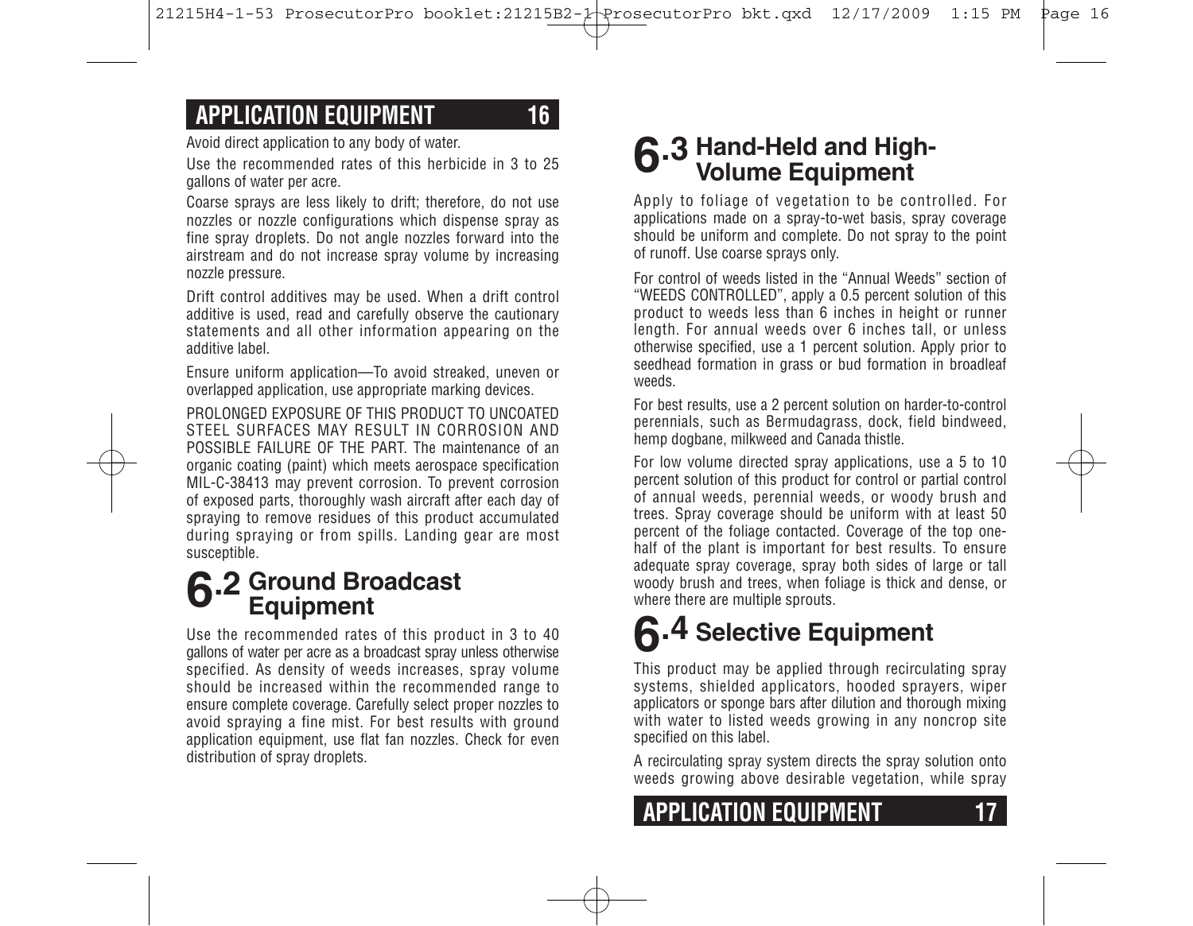Avoid direct application to any body of water.

Use the recommended rates of this herbicide in 3 to 25 gallons of water per acre.

Coarse sprays are less likely to drift; therefore, do not use nozzles or nozzle configurations which dispense spray as fine spray droplets. Do not angle nozzles forward into the airstream and do not increase spray volume by increasing nozzle pressure.

Drift control additives may be used. When a drift control additive is used, read and carefully observe the cautionary statements and all other information appearing on the additive label.

Ensure uniform application—To avoid streaked, uneven or overlapped application, use appropriate marking devices.

PROLONGED EXPOSURE OF THIS PRODUCT TO UNCOATED STEEL SURFACES MAY RESULT IN CORROSION AND POSSIBLE FAILURE OF THE PART. The maintenance of an organic coating (paint) which meets aerospace specification MIL-C-38413 may prevent corrosion. To prevent corrosion of exposed parts, thoroughly wash aircraft after each day of spraying to remove residues of this product accumulated during spraying or from spills. Landing gear are most susceptible.

## 6.2 Ground Broadcast Equipment

Use the recommended rates of this product in 3 to 40 gallons of water per acre as a broadcast spray unless otherwise specified. As density of weeds increases, spray volume should be increased within the recommended range to ensure complete coverage. Carefully select proper nozzles to avoid spraying a fine mist. For best results with ground application equipment, use flat fan nozzles. Check for even distribution of spray droplets.

## 6.3 Hand-Held and High-Volume Equipment

Apply to foliage of vegetation to be controlled. For applications made on a spray-to-wet basis, spray coverage should be uniform and complete. Do not spray to the point of runoff. Use coarse sprays only.

For control of weeds listed in the "Annual Weeds" section of "WEEDS CONTROLLED", apply a 0.5 percent solution of this product to weeds less than 6 inches in height or runner length. For annual weeds over 6 inches tall, or unless otherwise specified, use a 1 percent solution. Apply prior to seedhead formation in grass or bud formation in broadleaf weeds.

For best results, use a 2 percent solution on harder-to-control perennials, such as Bermudagrass, dock, field bindweed, hemp dogbane, milkweed and Canada thistle.

For low volume directed spray applications, use a 5 to 10 percent solution of this product for control or partial control of annual weeds, perennial weeds, or woody brush and trees. Spray coverage should be uniform with at least 50 percent of the foliage contacted. Coverage of the top one-half of the plant is important for best results. To ensure adequate spray coverage, spray both sides of large or tall woody brush and trees, when foliage is thick and dense, or where there are multiple sprouts.

## 6.4 Selective Equipment

This product may be applied through recirculating spray systems, shielded applicators, hooded sprayers, wiper applicators or sponge bars after dilution and thorough mixing with water to listed weeds growing in any noncrop site specified on this label.

A recirculating spray system directs the spray solution onto weeds growing above desirable vegetation, while spray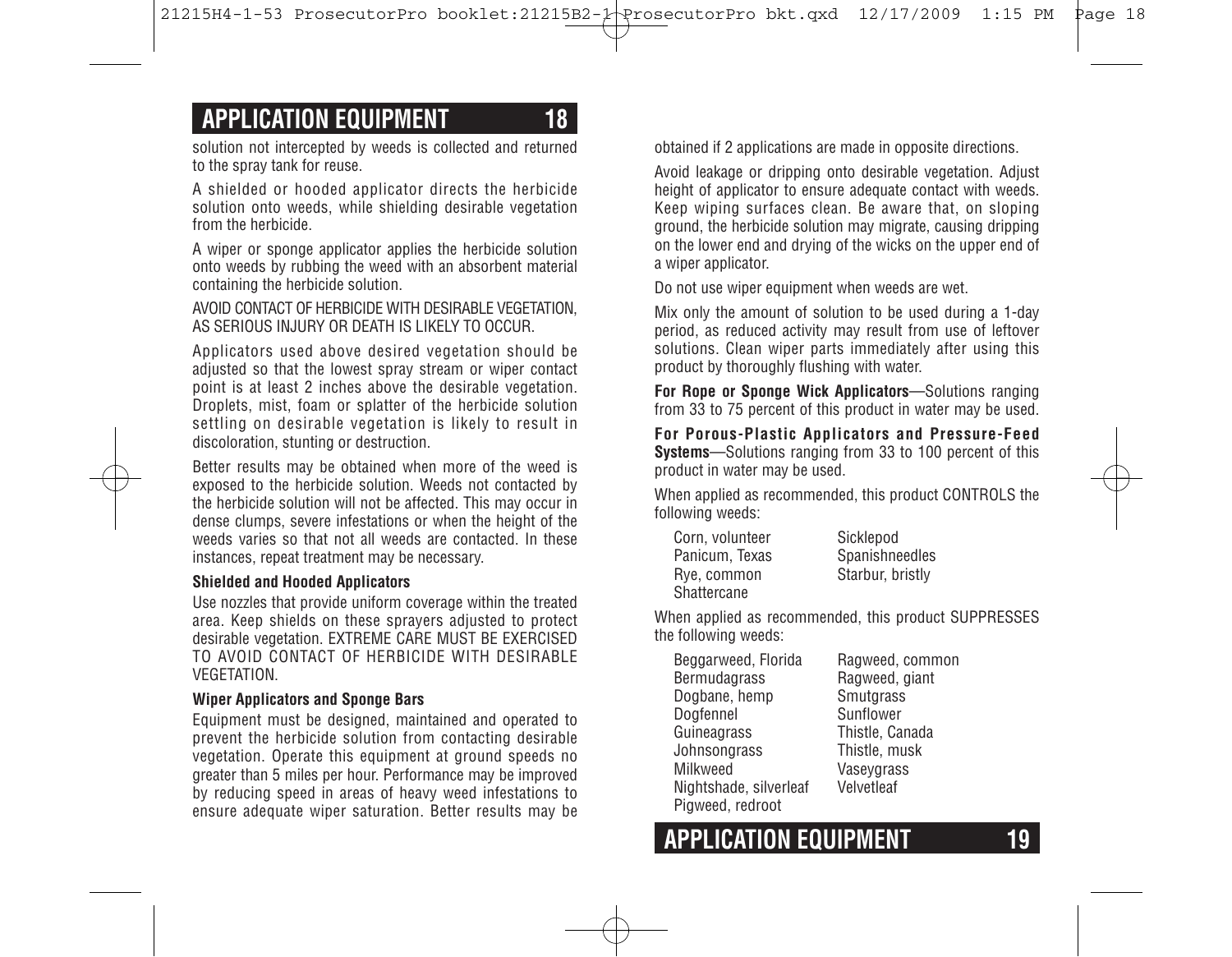solution not intercepted by weeds is collected and returned to the spray tank for reuse.

A shielded or hooded applicator directs the herbicide solution onto weeds, while shielding desirable vegetation from the herbicide.

A wiper or sponge applicator applies the herbicide solution onto weeds by rubbing the weed with an absorbent material containing the herbicide solution.

AVOID CONTACT OF HERBICIDE WITH DESIRABLE VEGETATION, AS SERIOUS INJURY OR DEATH IS LIKELY TO OCCUR.

Applicators used above desired vegetation should be adjusted so that the lowest spray stream or wiper contact point is at least 2 inches above the desirable vegetation. Droplets, mist, foam or splatter of the herbicide solution settling on desirable vegetation is likely to result in discoloration, stunting or destruction.

Better results may be obtained when more of the weed is exposed to the herbicide solution. Weeds not contacted by the herbicide solution will not be affected. This may occur in dense clumps, severe infestations or when the height of the weeds varies so that not all weeds are contacted. In these instances, repeat treatment may be necessary.

**Shielded and Hooded Applicators**

Use nozzles that provide uniform coverage within the treated area. Keep shields on these sprayers adjusted to protect desirable vegetation. EXTREME CARE MUST BE EXERCISED TO AVOID CONTACT OF HERBICIDE WITH DESIRABLE VEGETATION.

**Wiper Applicators and Sponge Bars**

Equipment must be designed, maintained and operated to prevent the herbicide solution from contacting desirable vegetation. Operate this equipment at ground speeds no greater than 5 miles per hour. Performance may be improved by reducing speed in areas of heavy weed infestations to ensure adequate wiper saturation. Better results may be obtained if 2 applications are made in opposite directions.

Avoid leakage or dripping onto desirable vegetation. Adjust height of applicator to ensure adequate contact with weeds. Keep wiping surfaces clean. Be aware that, on sloping ground, the herbicide solution may migrate, causing dripping on the lower end and drying of the wicks on the upper end of a wiper applicator.

Do not use wiper equipment when weeds are wet.

Mix only the amount of solution to be used during a 1-day period, as reduced activity may result from use of leftover solutions. Clean wiper parts immediately after using this product by thoroughly flushing with water.

**For Rope or Sponge Wick Applicators**—Solutions ranging from 33 to 75 percent of this product in water may be used.

**For Porous-Plastic Applicators and Pressure-Feed Systems**—Solutions ranging from 33 to 100 percent of this product in water may be used.

When applied as recommended, this product CONTROLS the following weeds:

- Corn, volunteer
- Panicum, Texas
- Rye, common
- Shattercane
- Sicklepod
- Spanishneedles
- Starbur, bristly

When applied as recommended, this product SUPPRESSES the following weeds:

- Beggarweed, Florida
- Bermudagrass
- Dogbane, hemp
- Dogfennel
- Guineagrass
- Johnsongrass
- Milkweed
- Nightshade, silverleaf
- Pigweed, redroot
- Ragweed, common
- Ragweed, giant
- Smutgrass
- Sunflower
- Thistle, Canada
- Thistle, musk
- Vaseygrass
- Velvetleaf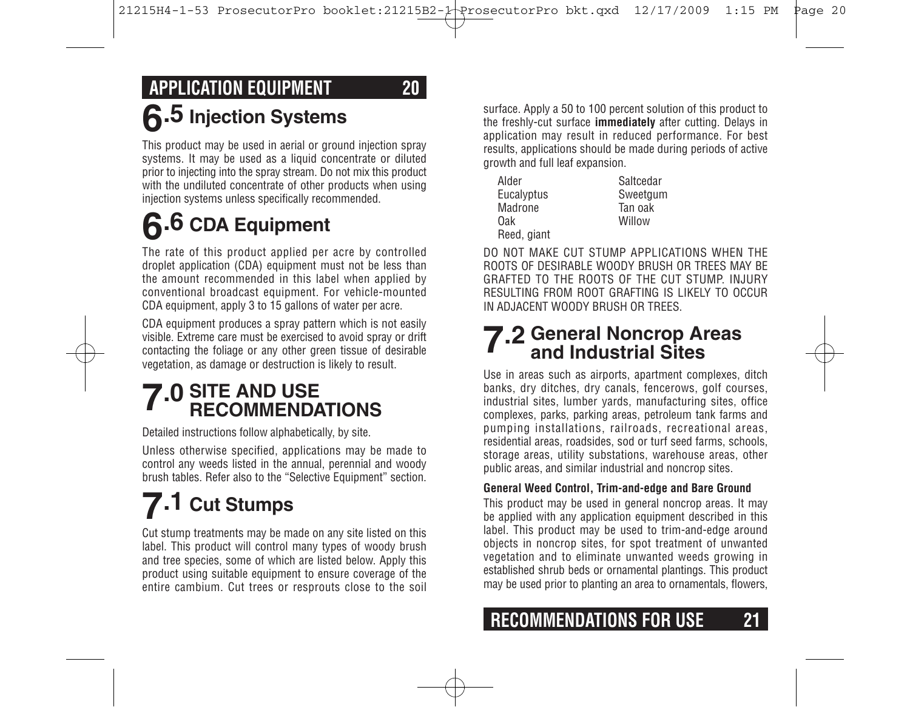## 6.5 Injection Systems

This product may be used in aerial or ground injection spray systems. It may be used as a liquid concentrate or diluted prior to injecting into the spray stream. Do not mix this product with the undiluted concentrate of other products when using injection systems unless specifically recommended.

## 6.6 CDA Equipment

The rate of this product applied per acre by controlled droplet application (CDA) equipment must not be less than the amount recommended in this label when applied by conventional broadcast equipment. For vehicle-mounted CDA equipment, apply 3 to 15 gallons of water per acre.

CDA equipment produces a spray pattern which is not easily visible. Extreme care must be exercised to avoid spray or drift contacting the foliage or any other green tissue of desirable vegetation, as damage or destruction is likely to result.

# 7.0 SITE AND USE RECOMMENDATIONS

Detailed instructions follow alphabetically, by site.

Unless otherwise specified, applications may be made to control any weeds listed in the annual, perennial and woody brush tables. Refer also to the "Selective Equipment" section.

## 7.1 Cut Stumps

Cut stump treatments may be made on any site listed on this label. This product will control many types of woody brush and tree species, some of which are listed below. Apply this product using suitable equipment to ensure coverage of the entire cambium. Cut trees or resprouts close to the soil surface. Apply a 50 to 100 percent solution of this product to the freshly-cut surface **immediately** after cutting. Delays in application may result in reduced performance. For best results, applications should be made during periods of active growth and full leaf expansion.

| | |
|---|---|
| Alder | Saltcedar |
| Eucalyptus | Sweetgum |
| Madrone | Tan oak |
| Oak | Willow |
| Reed, giant | |

DO NOT MAKE CUT STUMP APPLICATIONS WHEN THE ROOTS OF DESIRABLE WOODY BRUSH OR TREES MAY BE GRAFTED TO THE ROOTS OF THE CUT STUMP. INJURY RESULTING FROM ROOT GRAFTING IS LIKELY TO OCCUR IN ADJACENT WOODY BRUSH OR TREES.

## 7.2 General Noncrop Areas and Industrial Sites

Use in areas such as airports, apartment complexes, ditch banks, dry ditches, dry canals, fencerows, golf courses, industrial sites, lumber yards, manufacturing sites, office complexes, parks, parking areas, petroleum tank farms and pumping installations, railroads, recreational areas, residential areas, roadsides, sod or turf seed farms, schools, storage areas, utility substations, warehouse areas, other public areas, and similar industrial and noncrop sites.

**General Weed Control, Trim-and-edge and Bare Ground**

This product may be used in general noncrop areas. It may be applied with any application equipment described in this label. This product may be used to trim-and-edge around objects in noncrop sites, for spot treatment of unwanted vegetation and to eliminate unwanted weeds growing in established shrub beds or ornamental plantings. This product may be used prior to planting an area to ornamentals, flowers,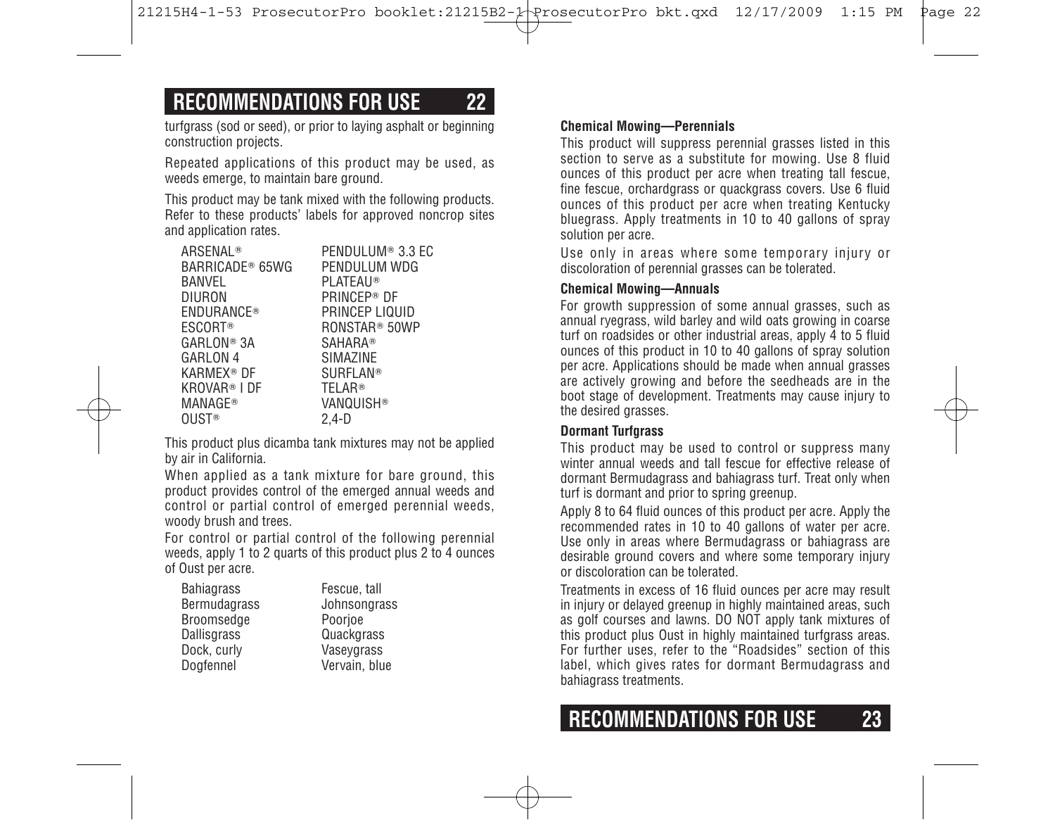turfgrass (sod or seed), or prior to laying asphalt or beginning construction projects.

Repeated applications of this product may be used, as weeds emerge, to maintain bare ground.

This product may be tank mixed with the following products. Refer to these products' labels for approved noncrop sites and application rates.

| | |
|---|---|
| ARSENAL® | PENDULUM® 3.3 EC |
| BARRICADE® 65WG | PENDULUM WDG |
| BANVEL | PLATEAU® |
| DIURON | PRINCEP® DF |
| ENDURANCE® | PRINCEP LIQUID |
| ESCORT® | RONSTAR® 50WP |
| GARLON® 3A | SAHARA® |
| GARLON 4 | SIMAZINE |
| KARMEX® DF | SURFLAN® |
| KROVAR® I DF | TELAR® |
| MANAGE® | VANQUISH® |
| OUST® | 2,4-D |

This product plus dicamba tank mixtures may not be applied by air in California.

When applied as a tank mixture for bare ground, this product provides control of the emerged annual weeds and control or partial control of emerged perennial weeds, woody brush and trees.

For control or partial control of the following perennial weeds, apply 1 to 2 quarts of this product plus 2 to 4 ounces of Oust per acre.

| | |
|---|---|
| Bahiagrass | Fescue, tall |
| Bermudagrass | Johnsongrass |
| Broomsedge | Poorjoe |
| Dallisgrass | Quackgrass |
| Dock, curly | Vaseygrass |
| Dogfennel | Vervain, blue |

**Chemical Mowing—Perennials**

This product will suppress perennial grasses listed in this section to serve as a substitute for mowing. Use 8 fluid ounces of this product per acre when treating tall fescue, fine fescue, orchardgrass or quackgrass covers. Use 6 fluid ounces of this product per acre when treating Kentucky bluegrass. Apply treatments in 10 to 40 gallons of spray solution per acre.

Use only in areas where some temporary injury or discoloration of perennial grasses can be tolerated.

**Chemical Mowing—Annuals**

For growth suppression of some annual grasses, such as annual ryegrass, wild barley and wild oats growing in coarse turf on roadsides or other industrial areas, apply 4 to 5 fluid ounces of this product in 10 to 40 gallons of spray solution per acre. Applications should be made when annual grasses are actively growing and before the seedheads are in the boot stage of development. Treatments may cause injury to the desired grasses.

**Dormant Turfgrass**

This product may be used to control or suppress many winter annual weeds and tall fescue for effective release of dormant Bermudagrass and bahiagrass turf. Treat only when turf is dormant and prior to spring greenup.

Apply 8 to 64 fluid ounces of this product per acre. Apply the recommended rates in 10 to 40 gallons of water per acre. Use only in areas where Bermudagrass or bahiagrass are desirable ground covers and where some temporary injury or discoloration can be tolerated.

Treatments in excess of 16 fluid ounces per acre may result in injury or delayed greenup in highly maintained areas, such as golf courses and lawns. DO NOT apply tank mixtures of this product plus Oust in highly maintained turfgrass areas. For further uses, refer to the "Roadsides" section of this label, which gives rates for dormant Bermudagrass and bahiagrass treatments.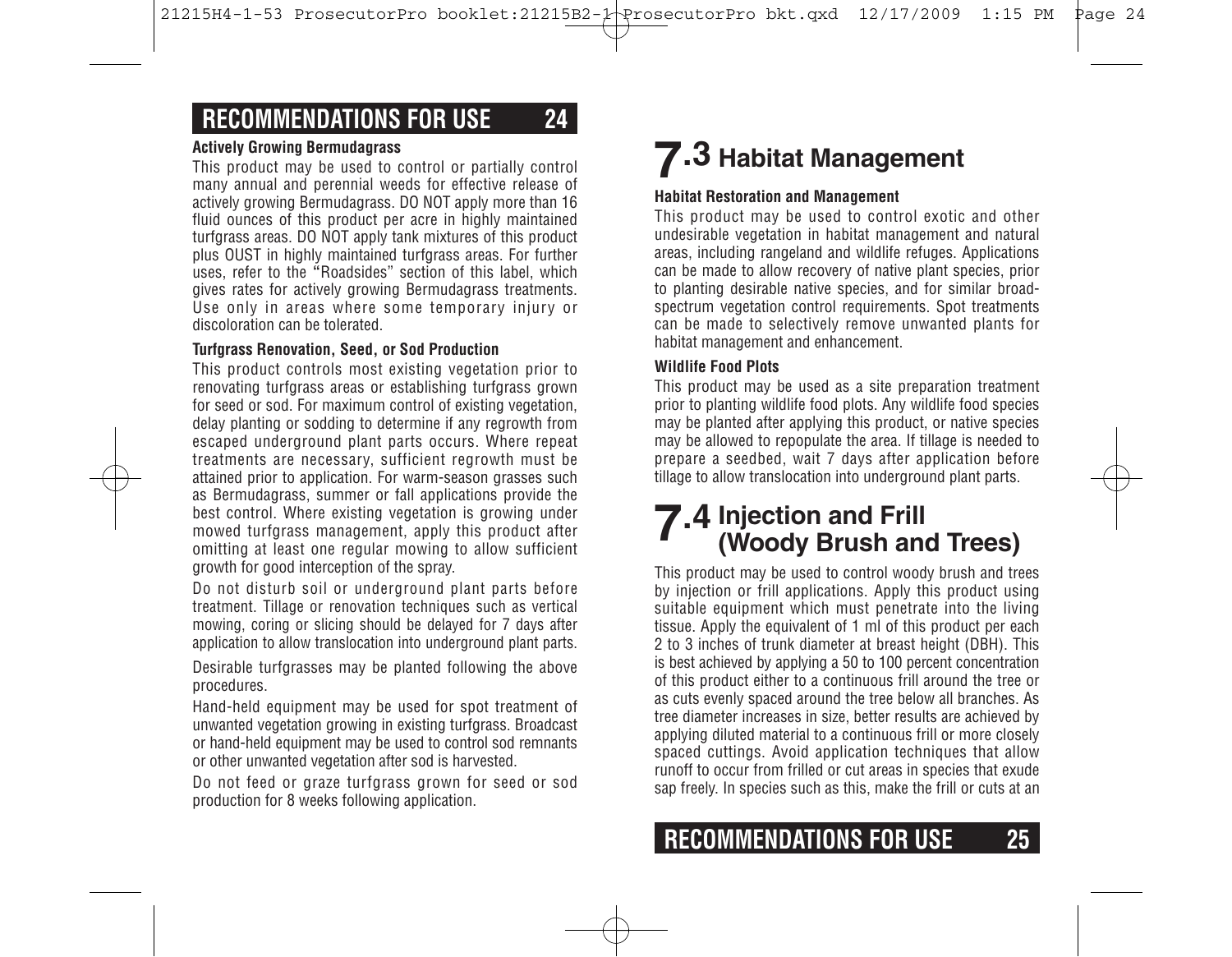**Actively Growing Bermudagrass**

This product may be used to control or partially control many annual and perennial weeds for effective release of actively growing Bermudagrass. DO NOT apply more than 16 fluid ounces of this product per acre in highly maintained turfgrass areas. DO NOT apply tank mixtures of this product plus OUST in highly maintained turfgrass areas. For further uses, refer to the "Roadsides" section of this label, which gives rates for actively growing Bermudagrass treatments. Use only in areas where some temporary injury or discoloration can be tolerated.

**Turfgrass Renovation, Seed, or Sod Production**

This product controls most existing vegetation prior to renovating turfgrass areas or establishing turfgrass grown for seed or sod. For maximum control of existing vegetation, delay planting or sodding to determine if any regrowth from escaped underground plant parts occurs. Where repeat treatments are necessary, sufficient regrowth must be attained prior to application. For warm-season grasses such as Bermudagrass, summer or fall applications provide the best control. Where existing vegetation is growing under mowed turfgrass management, apply this product after omitting at least one regular mowing to allow sufficient growth for good interception of the spray.

Do not disturb soil or underground plant parts before treatment. Tillage or renovation techniques such as vertical mowing, coring or slicing should be delayed for 7 days after application to allow translocation into underground plant parts.

Desirable turfgrasses may be planted following the above procedures.

Hand-held equipment may be used for spot treatment of unwanted vegetation growing in existing turfgrass. Broadcast or hand-held equipment may be used to control sod remnants or other unwanted vegetation after sod is harvested.

Do not feed or graze turfgrass grown for seed or sod production for 8 weeks following application.

## 7.3 Habitat Management

**Habitat Restoration and Management**

This product may be used to control exotic and other undesirable vegetation in habitat management and natural areas, including rangeland and wildlife refuges. Applications can be made to allow recovery of native plant species, prior to planting desirable native species, and for similar broad-spectrum vegetation control requirements. Spot treatments can be made to selectively remove unwanted plants for habitat management and enhancement.

**Wildlife Food Plots**

This product may be used as a site preparation treatment prior to planting wildlife food plots. Any wildlife food species may be planted after applying this product, or native species may be allowed to repopulate the area. If tillage is needed to prepare a seedbed, wait 7 days after application before tillage to allow translocation into underground plant parts.

## 7.4 Injection and Frill (Woody Brush and Trees)

This product may be used to control woody brush and trees by injection or frill applications. Apply this product using suitable equipment which must penetrate into the living tissue. Apply the equivalent of 1 ml of this product per each 2 to 3 inches of trunk diameter at breast height (DBH). This is best achieved by applying a 50 to 100 percent concentration of this product either to a continuous frill around the tree or as cuts evenly spaced around the tree below all branches. As tree diameter increases in size, better results are achieved by applying diluted material to a continuous frill or more closely spaced cuttings. Avoid application techniques that allow runoff to occur from frilled or cut areas in species that exude sap freely. In species such as this, make the frill or cuts at an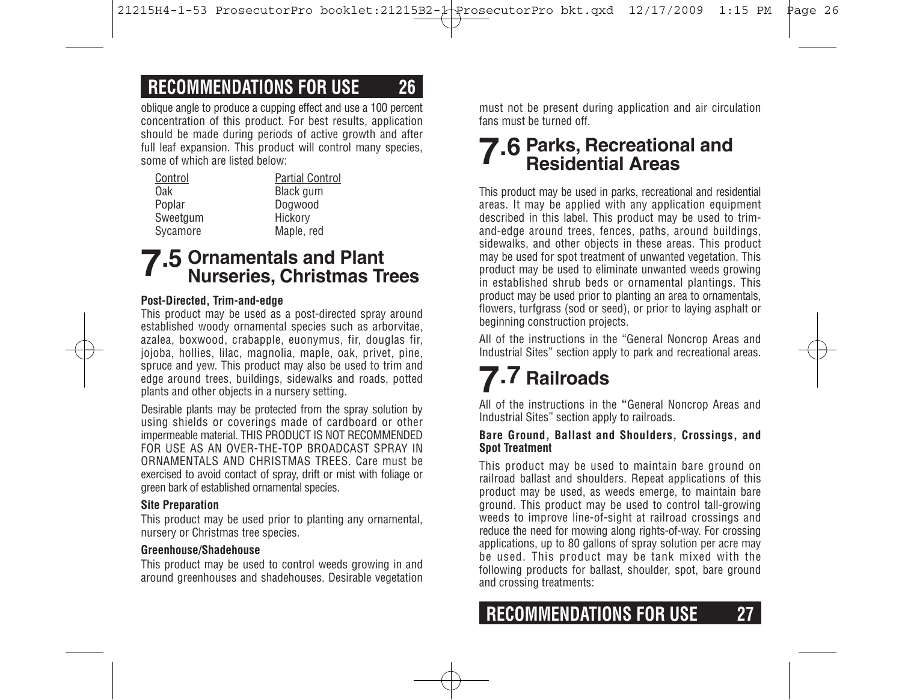oblique angle to produce a cupping effect and use a 100 percent concentration of this product. For best results, application should be made during periods of active growth and after full leaf expansion. This product will control many species, some of which are listed below:

| Control | Partial Control |
|---|---|
| Oak | Black gum |
| Poplar | Dogwood |
| Sweetgum | Hickory |
| Sycamore | Maple, red |

## 7.5 Ornamentals and Plant Nurseries, Christmas Trees

**Post-Directed, Trim-and-edge**

This product may be used as a post-directed spray around established woody ornamental species such as arborvitae, azalea, boxwood, crabapple, euonymus, fir, douglas fir, jojoba, hollies, lilac, magnolia, maple, oak, privet, pine, spruce and yew. This product may also be used to trim and edge around trees, buildings, sidewalks and roads, potted plants and other objects in a nursery setting.

Desirable plants may be protected from the spray solution by using shields or coverings made of cardboard or other impermeable material. THIS PRODUCT IS NOT RECOMMENDED FOR USE AS AN OVER-THE-TOP BROADCAST SPRAY IN ORNAMENTALS AND CHRISTMAS TREES. Care must be exercised to avoid contact of spray, drift or mist with foliage or green bark of established ornamental species.

**Site Preparation**

This product may be used prior to planting any ornamental, nursery or Christmas tree species.

**Greenhouse/Shadehouse**

This product may be used to control weeds growing in and around greenhouses and shadehouses. Desirable vegetation must not be present during application and air circulation fans must be turned off.

## 7.6 Parks, Recreational and Residential Areas

This product may be used in parks, recreational and residential areas. It may be applied with any application equipment described in this label. This product may be used to trim-and-edge around trees, fences, paths, around buildings, sidewalks, and other objects in these areas. This product may be used for spot treatment of unwanted vegetation. This product may be used to eliminate unwanted weeds growing in established shrub beds or ornamental plantings. This product may be used prior to planting an area to ornamentals, flowers, turfgrass (sod or seed), or prior to laying asphalt or beginning construction projects.

All of the instructions in the "General Noncrop Areas and Industrial Sites" section apply to park and recreational areas.

## 7.7 Railroads

All of the instructions in the "General Noncrop Areas and Industrial Sites" section apply to railroads.

**Bare Ground, Ballast and Shoulders, Crossings, and Spot Treatment**

This product may be used to maintain bare ground on railroad ballast and shoulders. Repeat applications of this product may be used, as weeds emerge, to maintain bare ground. This product may be used to control tall-growing weeds to improve line-of-sight at railroad crossings and reduce the need for mowing along rights-of-way. For crossing applications, up to 80 gallons of spray solution per acre may be used. This product may be tank mixed with the following products for ballast, shoulder, spot, bare ground and crossing treatments: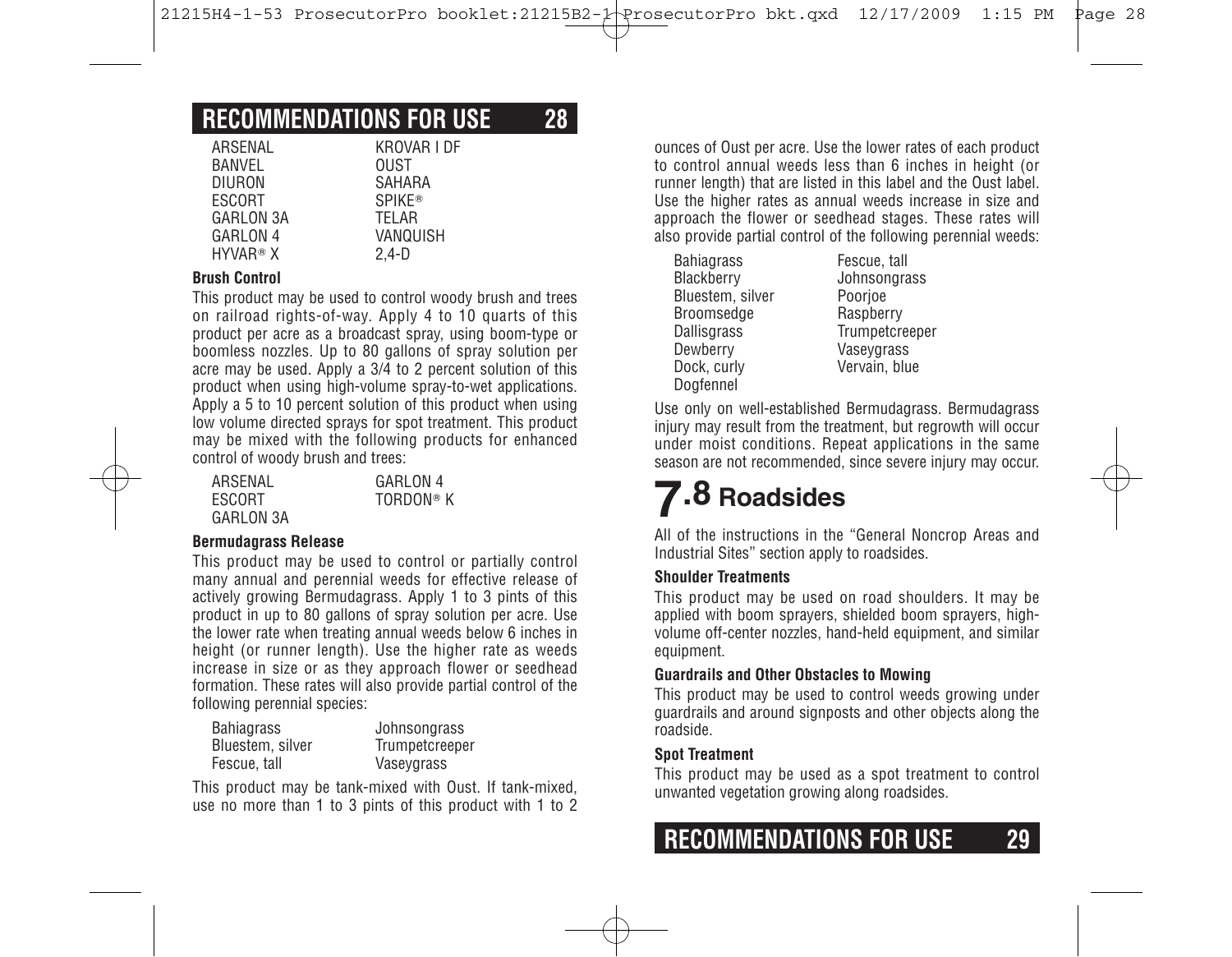| | |
|---|---|
| ARSENAL | KROVAR I DF |
| BANVEL | OUST |
| DIURON | SAHARA |
| ESCORT | SPIKE® |
| GARLON 3A | TELAR |
| GARLON 4 | VANQUISH |
| HYVAR® X | 2,4-D |

**Brush Control**

This product may be used to control woody brush and trees on railroad rights-of-way. Apply 4 to 10 quarts of this product per acre as a broadcast spray, using boom-type or boomless nozzles. Up to 80 gallons of spray solution per acre may be used. Apply a 3/4 to 2 percent solution of this product when using high-volume spray-to-wet applications. Apply a 5 to 10 percent solution of this product when using low volume directed sprays for spot treatment. This product may be mixed with the following products for enhanced control of woody brush and trees:

| | |
|---|---|
| ARSENAL | GARLON 4 |
| ESCORT | TORDON® K |
| GARLON 3A | |

**Bermudagrass Release**

This product may be used to control or partially control many annual and perennial weeds for effective release of actively growing Bermudagrass. Apply 1 to 3 pints of this product in up to 80 gallons of spray solution per acre. Use the lower rate when treating annual weeds below 6 inches in height (or runner length). Use the higher rate as weeds increase in size or as they approach flower or seedhead formation. These rates will also provide partial control of the following perennial species:

| | |
|---|---|
| Bahiagrass | Johnsongrass |
| Bluestem, silver | Trumpetcreeper |
| Fescue, tall | Vaseygrass |

This product may be tank-mixed with Oust. If tank-mixed, use no more than 1 to 3 pints of this product with 1 to 2 ounces of Oust per acre. Use the lower rates of each product to control annual weeds less than 6 inches in height (or runner length) that are listed in this label and the Oust label. Use the higher rates as annual weeds increase in size and approach the flower or seedhead stages. These rates will also provide partial control of the following perennial weeds:

| | |
|---|---|
| Bahiagrass | Fescue, tall |
| Blackberry | Johnsongrass |
| Bluestem, silver | Poorjoe |
| Broomsedge | Raspberry |
| Dallisgrass | Trumpetcreeper |
| Dewberry | Vaseygrass |
| Dock, curly | Vervain, blue |
| Dogfennel | |

Use only on well-established Bermudagrass. Bermudagrass injury may result from the treatment, but regrowth will occur under moist conditions. Repeat applications in the same season are not recommended, since severe injury may occur.

## 7.8 Roadsides

All of the instructions in the “General Noncrop Areas and Industrial Sites” section apply to roadsides.

**Shoulder Treatments**

This product may be used on road shoulders. It may be applied with boom sprayers, shielded boom sprayers, high-volume off-center nozzles, hand-held equipment, and similar equipment.

**Guardrails and Other Obstacles to Mowing**

This product may be used to control weeds growing under guardrails and around signposts and other objects along the roadside.

**Spot Treatment**

This product may be used as a spot treatment to control unwanted vegetation growing along roadsides.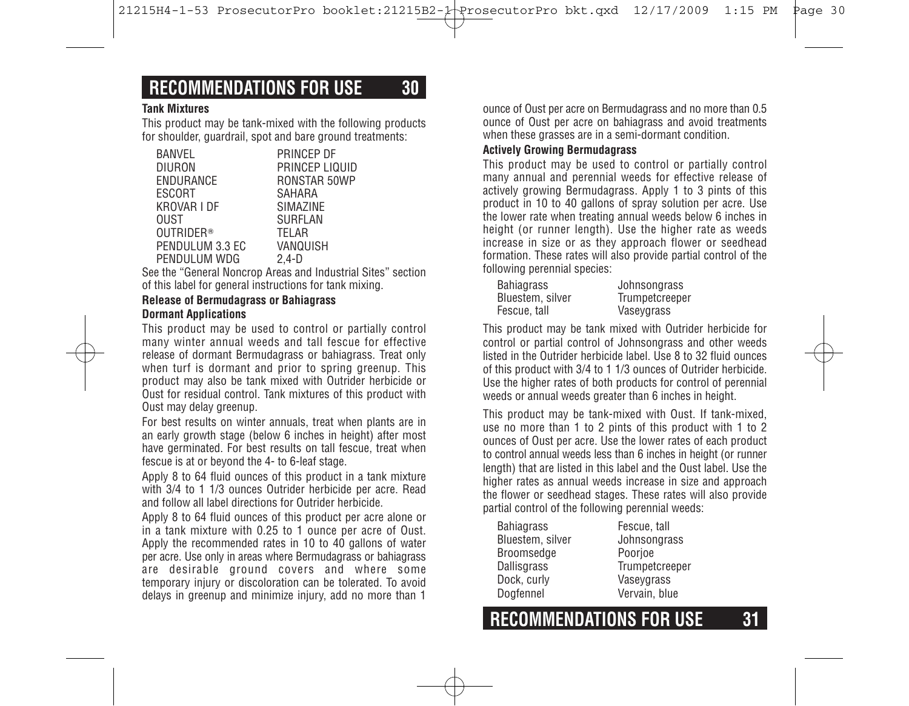## RECOMMENDATIONS FOR USE

**Tank Mixtures**

This product may be tank-mixed with the following products for shoulder, guardrail, spot and bare ground treatments:

| | |
|---|---|
| BANVEL | PRINCEP DF |
| DIURON | PRINCEP LIQUID |
| ENDURANCE | RONSTAR 50WP |
| ESCORT | SAHARA |
| KROVAR I DF | SIMAZINE |
| OUST | SURFLAN |
| OUTRIDER® | TELAR |
| PENDULUM 3.3 EC | VANQUISH |
| PENDULUM WDG | 2,4-D |

See the "General Noncrop Areas and Industrial Sites" section of this label for general instructions for tank mixing.

**Release of Bermudagrass or Bahiagrass**

**Dormant Applications**

This product may be used to control or partially control many winter annual weeds and tall fescue for effective release of dormant Bermudagrass or bahiagrass. Treat only when turf is dormant and prior to spring greenup. This product may also be tank mixed with Outrider herbicide or Oust for residual control. Tank mixtures of this product with Oust may delay greenup.

For best results on winter annuals, treat when plants are in an early growth stage (below 6 inches in height) after most have germinated. For best results on tall fescue, treat when fescue is at or beyond the 4- to 6-leaf stage.

Apply 8 to 64 fluid ounces of this product in a tank mixture with 3/4 to 1 1/3 ounces Outrider herbicide per acre. Read and follow all label directions for Outrider herbicide.

Apply 8 to 64 fluid ounces of this product per acre alone or in a tank mixture with 0.25 to 1 ounce per acre of Oust. Apply the recommended rates in 10 to 40 gallons of water per acre. Use only in areas where Bermudagrass or bahiagrass are desirable ground covers and where some temporary injury or discoloration can be tolerated. To avoid delays in greenup and minimize injury, add no more than 1 ounce of Oust per acre on Bermudagrass and no more than 0.5 ounce of Oust per acre on bahiagrass and avoid treatments when these grasses are in a semi-dormant condition.

**Actively Growing Bermudagrass**

This product may be used to control or partially control many annual and perennial weeds for effective release of actively growing Bermudagrass. Apply 1 to 3 pints of this product in 10 to 40 gallons of spray solution per acre. Use the lower rate when treating annual weeds below 6 inches in height (or runner length). Use the higher rate as weeds increase in size or as they approach flower or seedhead formation. These rates will also provide partial control of the following perennial species:

| | |
|---|---|
| Bahiagrass | Johnsongrass |
| Bluestem, silver | Trumpetcreeper |
| Fescue, tall | Vaseygrass |

This product may be tank mixed with Outrider herbicide for control or partial control of Johnsongrass and other weeds listed in the Outrider herbicide label. Use 8 to 32 fluid ounces of this product with 3/4 to 1 1/3 ounces of Outrider herbicide. Use the higher rates of both products for control of perennial weeds or annual weeds greater than 6 inches in height.

This product may be tank-mixed with Oust. If tank-mixed, use no more than 1 to 2 pints of this product with 1 to 2 ounces of Oust per acre. Use the lower rates of each product to control annual weeds less than 6 inches in height (or runner length) that are listed in this label and the Oust label. Use the higher rates as annual weeds increase in size and approach the flower or seedhead stages. These rates will also provide partial control of the following perennial weeds:

| | |
|---|---|
| Bahiagrass | Fescue, tall |
| Bluestem, silver | Johnsongrass |
| Broomsedge | Poorjoe |
| Dallisgrass | Trumpetcreeper |
| Dock, curly | Vaseygrass |
| Dogfennel | Vervain, blue |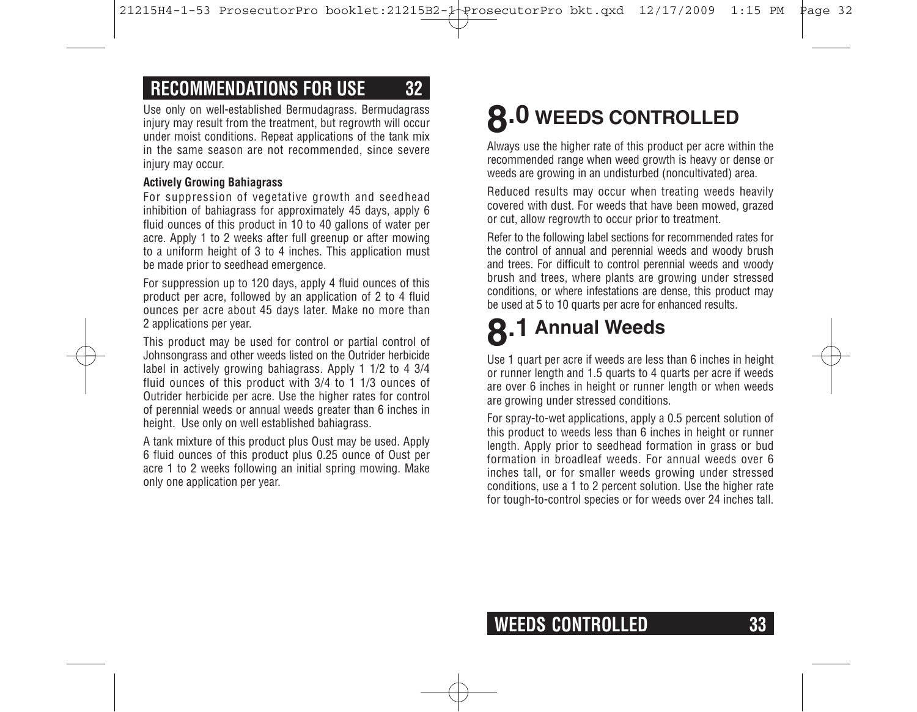Use only on well-established Bermudagrass. Bermudagrass injury may result from the treatment, but regrowth will occur under moist conditions. Repeat applications of the tank mix in the same season are not recommended, since severe injury may occur.

**Actively Growing Bahiagrass**

For suppression of vegetative growth and seedhead inhibition of bahiagrass for approximately 45 days, apply 6 fluid ounces of this product in 10 to 40 gallons of water per acre. Apply 1 to 2 weeks after full greenup or after mowing to a uniform height of 3 to 4 inches. This application must be made prior to seedhead emergence.

For suppression up to 120 days, apply 4 fluid ounces of this product per acre, followed by an application of 2 to 4 fluid ounces per acre about 45 days later. Make no more than 2 applications per year.

This product may be used for control or partial control of Johnsongrass and other weeds listed on the Outrider herbicide label in actively growing bahiagrass. Apply 1 1/2 to 4 3/4 fluid ounces of this product with 3/4 to 1 1/3 ounces of Outrider herbicide per acre. Use the higher rates for control of perennial weeds or annual weeds greater than 6 inches in height. Use only on well established bahiagrass.

A tank mixture of this product plus Oust may be used. Apply 6 fluid ounces of this product plus 0.25 ounce of Oust per acre 1 to 2 weeks following an initial spring mowing. Make only one application per year.

# 8.0 WEEDS CONTROLLED

Always use the higher rate of this product per acre within the recommended range when weed growth is heavy or dense or weeds are growing in an undisturbed (noncultivated) area.

Reduced results may occur when treating weeds heavily covered with dust. For weeds that have been mowed, grazed or cut, allow regrowth to occur prior to treatment.

Refer to the following label sections for recommended rates for the control of annual and perennial weeds and woody brush and trees. For difficult to control perennial weeds and woody brush and trees, where plants are growing under stressed conditions, or where infestations are dense, this product may be used at 5 to 10 quarts per acre for enhanced results.

## 8.1 Annual Weeds

Use 1 quart per acre if weeds are less than 6 inches in height or runner length and 1.5 quarts to 4 quarts per acre if weeds are over 6 inches in height or runner length or when weeds are growing under stressed conditions.

For spray-to-wet applications, apply a 0.5 percent solution of this product to weeds less than 6 inches in height or runner length. Apply prior to seedhead formation in grass or bud formation in broadleaf weeds. For annual weeds over 6 inches tall, or for smaller weeds growing under stressed conditions, use a 1 to 2 percent solution. Use the higher rate for tough-to-control species or for weeds over 24 inches tall.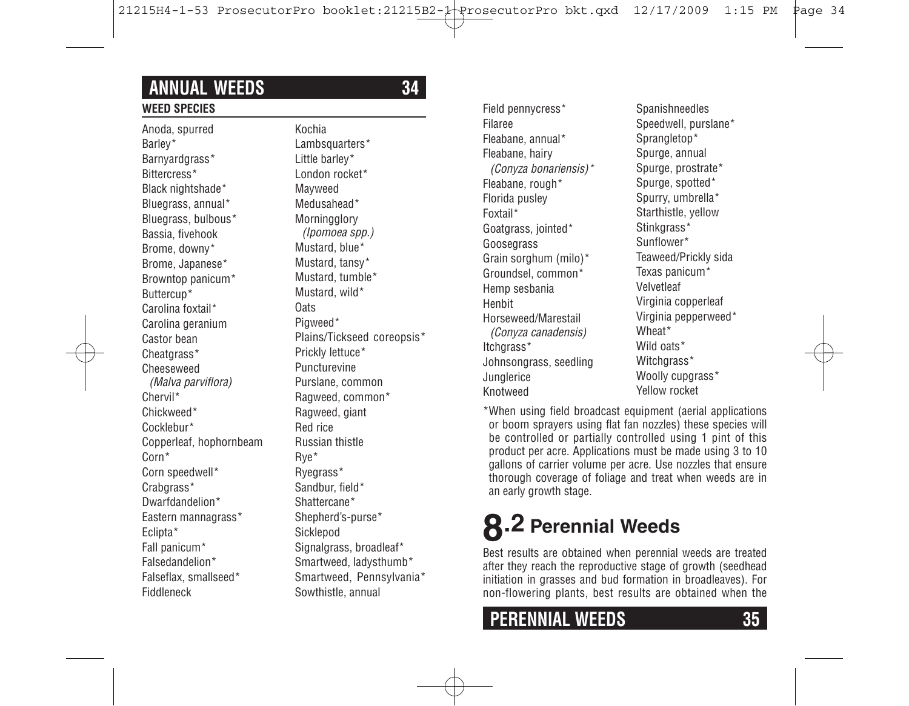## ANNUAL WEEDS

**WEED SPECIES**

Anoda, spurred
Barley*
Barnyardgrass*
Bittercress*
Black nightshade*
Bluegrass, annual*
Bluegrass, bulbous*
Bassia, fivehook
Brome, downy*
Brome, Japanese*
Browntop panicum*
Buttercup*
Carolina foxtail*
Carolina geranium
Castor bean
Cheatgrass*
Cheeseweed
*(Malva parviflora)*
Chervil*
Chickweed*
Cocklebur*
Copperleaf, hophornbeam
Corn*
Corn speedwell*
Crabgrass*
Dwarfdandelion*
Eastern mannagrass*
Eclipta*
Fall panicum*
Falsedandelion*
Falseflax, smallseed*
Fiddleneck
Kochia
Lambsquarters*
Little barley*
London rocket*
Mayweed
Medusahead*
Morningglory
*(Ipomoea spp.)*
Mustard, blue*
Mustard, tansy*
Mustard, tumble*
Mustard, wild*
Oats
Pigweed*
Plains/Tickseed coreopsis*
Prickly lettuce*
Puncturevine
Purslane, common
Ragweed, common*
Ragweed, giant
Red rice
Russian thistle
Rye*
Ryegrass*
Sandbur, field*
Shattercane*
Shepherd's-purse*
Sicklepod
Signalgrass, broadleaf*
Smartweed, ladysthumb*
Smartweed, Pennsylvania*
Sowthistle, annual
Field pennycress*
Filaree
Fleabane, annual*
Fleabane, hairy
*(Conyza bonariensis)**
Fleabane, rough*
Florida pusley
Foxtail*
Goatgrass, jointed*
Goosegrass
Grain sorghum (milo)*
Groundsel, common*
Hemp sesbania
Henbit
Horseweed/Marestail
*(Conyza canadensis)*
Itchgrass*
Johnsongrass, seedling
Junglerice
Knotweed
Spanishneedles
Speedwell, purslane*
Sprangletop*
Spurge, annual
Spurge, prostrate*
Spurge, spotted*
Spurry, umbrella*
Starthistle, yellow
Stinkgrass*
Sunflower*
Teaweed/Prickly sida
Texas panicum*
Velvetleaf
Virginia copperleaf
Virginia pepperweed*
Wheat*
Wild oats*
Witchgrass*
Woolly cupgrass*
Yellow rocket

*When using field broadcast equipment (aerial applications or boom sprayers using flat fan nozzles) these species will be controlled or partially controlled using 1 pint of this product per acre. Applications must be made using 3 to 10 gallons of carrier volume per acre. Use nozzles that ensure thorough coverage of foliage and treat when weeds are in an early growth stage.

# 8.2 Perennial Weeds

Best results are obtained when perennial weeds are treated after they reach the reproductive stage of growth (seedhead initiation in grasses and bud formation in broadleaves). For non-flowering plants, best results are obtained when the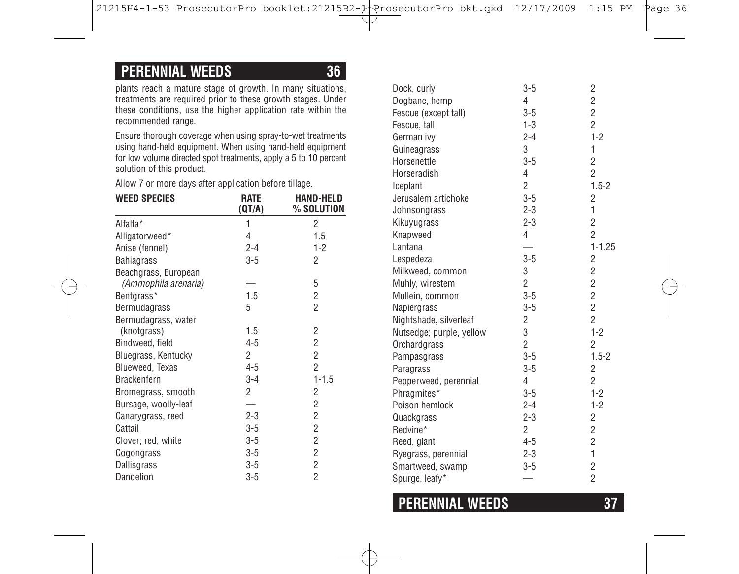## PERENNIAL WEEDS

plants reach a mature stage of growth. In many situations, treatments are required prior to these growth stages. Under these conditions, use the higher application rate within the recommended range.

Ensure thorough coverage when using spray-to-wet treatments using hand-held equipment. When using hand-held equipment for low volume directed spot treatments, apply a 5 to 10 percent solution of this product.

Allow 7 or more days after application before tillage.

| WEED SPECIES | RATE (QT/A) | HAND-HELD % SOLUTION |
|---|---|---|
| Alfalfa* | 1 | 2 |
| Alligatorweed* | 4 | 1.5 |
| Anise (fennel) | 2-4 | 1-2 |
| Bahiagrass | 3-5 | 2 |
| Beachgrass, European *(Ammophila arenaria)* | — | 5 |
| Bentgrass* | 1.5 | 2 |
| Bermudagrass | 5 | 2 |
| Bermudagrass, water (knotgrass) | 1.5 | 2 |
| Bindweed, field | 4-5 | 2 |
| Bluegrass, Kentucky | 2 | 2 |
| Blueweed, Texas | 4-5 | 2 |
| Brackenfern | 3-4 | 1-1.5 |
| Bromegrass, smooth | 2 | 2 |
| Bursage, woolly-leaf | — | 2 |
| Canarygrass, reed | 2-3 | 2 |
| Cattail | 3-5 | 2 |
| Clover; red, white | 3-5 | 2 |
| Cogongrass | 3-5 | 2 |
| Dallisgrass | 3-5 | 2 |
| Dandelion | 3-5 | 2 |
| Dock, curly | 3-5 | 2 |
| Dogbane, hemp | 4 | 2 |
| Fescue (except tall) | 3-5 | 2 |
| Fescue, tall | 1-3 | 2 |
| German ivy | 2-4 | 1-2 |
| Guineagrass | 3 | 1 |
| Horsenettle | 3-5 | 2 |
| Horseradish | 4 | 2 |
| Iceplant | 2 | 1.5-2 |
| Jerusalem artichoke | 3-5 | 2 |
| Johnsongrass | 2-3 | 1 |
| Kikuyugrass | 2-3 | 2 |
| Knapweed | 4 | 2 |
| Lantana | — | 1-1.25 |
| Lespedeza | 3-5 | 2 |
| Milkweed, common | 3 | 2 |
| Muhly, wirestem | 2 | 2 |
| Mullein, common | 3-5 | 2 |
| Napiergrass | 3-5 | 2 |
| Nightshade, silverleaf | 2 | 2 |
| Nutsedge; purple, yellow | 3 | 1-2 |
| Orchardgrass | 2 | 2 |
| Pampasgrass | 3-5 | 1.5-2 |
| Paragrass | 3-5 | 2 |
| Pepperweed, perennial | 4 | 2 |
| Phragmites* | 3-5 | 1-2 |
| Poison hemlock | 2-4 | 1-2 |
| Quackgrass | 2-3 | 2 |
| Redvine* | 2 | 2 |
| Reed, giant | 4-5 | 2 |
| Ryegrass, perennial | 2-3 | 1 |
| Smartweed, swamp | 3-5 | 2 |
| Spurge, leafy* | — | 2 |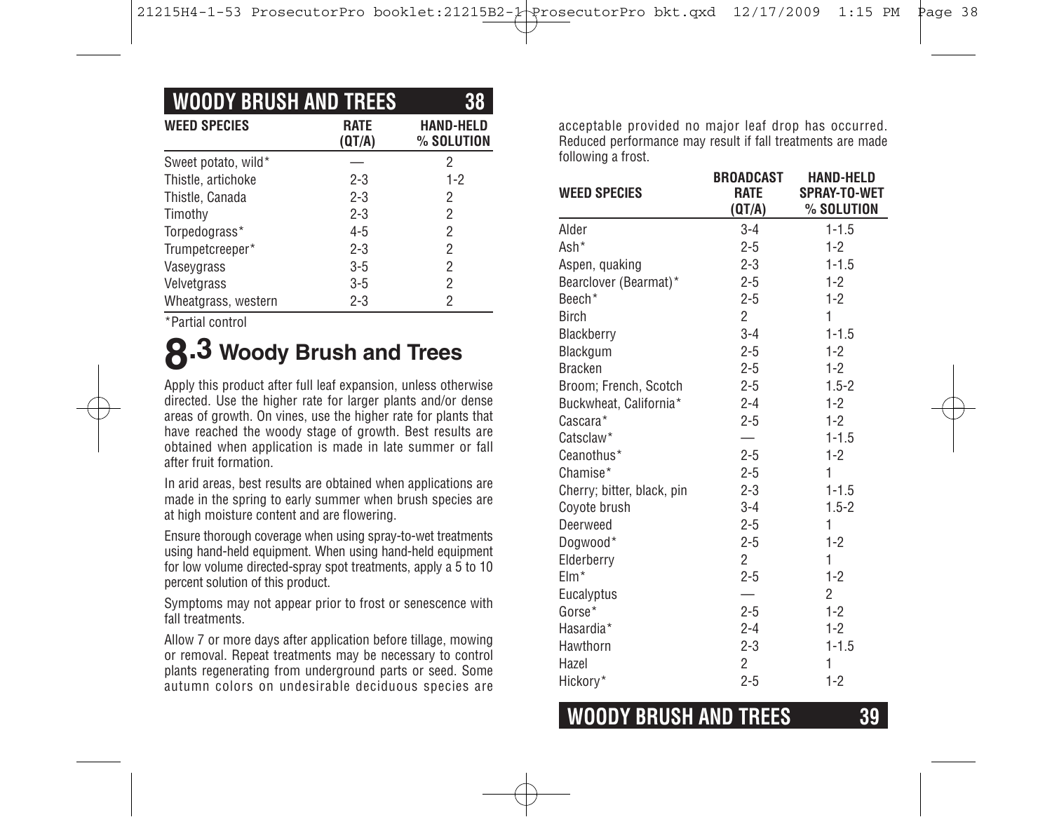| WEED SPECIES | RATE (QT/A) | HAND-HELD % SOLUTION |
|---|---|---|
| Sweet potato, wild* | — | 2 |
| Thistle, artichoke | 2-3 | 1-2 |
| Thistle, Canada | 2-3 | 2 |
| Timothy | 2-3 | 2 |
| Torpedograss* | 4-5 | 2 |
| Trumpetcreeper* | 2-3 | 2 |
| Vaseygrass | 3-5 | 2 |
| Velvetgrass | 3-5 | 2 |
| Wheatgrass, western | 2-3 | 2 |

*Partial control

## 8.3 Woody Brush and Trees

Apply this product after full leaf expansion, unless otherwise directed. Use the higher rate for larger plants and/or dense areas of growth. On vines, use the higher rate for plants that have reached the woody stage of growth. Best results are obtained when application is made in late summer or fall after fruit formation.

In arid areas, best results are obtained when applications are made in the spring to early summer when brush species are at high moisture content and are flowering.

Ensure thorough coverage when using spray-to-wet treatments using hand-held equipment. When using hand-held equipment for low volume directed-spray spot treatments, apply a 5 to 10 percent solution of this product.

Symptoms may not appear prior to frost or senescence with fall treatments.

Allow 7 or more days after application before tillage, mowing or removal. Repeat treatments may be necessary to control plants regenerating from underground parts or seed. Some autumn colors on undesirable deciduous species are acceptable provided no major leaf drop has occurred. Reduced performance may result if fall treatments are made following a frost.

| WEED SPECIES | BROADCAST RATE (QT/A) | HAND-HELD SPRAY-TO-WET % SOLUTION |
|---|---|---|
| Alder | 3-4 | 1-1.5 |
| Ash* | 2-5 | 1-2 |
| Aspen, quaking | 2-3 | 1-1.5 |
| Bearclover (Bearmat)* | 2-5 | 1-2 |
| Beech* | 2-5 | 1-2 |
| Birch | 2 | 1 |
| Blackberry | 3-4 | 1-1.5 |
| Blackgum | 2-5 | 1-2 |
| Bracken | 2-5 | 1-2 |
| Broom; French, Scotch | 2-5 | 1.5-2 |
| Buckwheat, California* | 2-4 | 1-2 |
| Cascara* | 2-5 | 1-2 |
| Catsclaw* | — | 1-1.5 |
| Ceanothus* | 2-5 | 1-2 |
| Chamise* | 2-5 | 1 |
| Cherry; bitter, black, pin | 2-3 | 1-1.5 |
| Coyote brush | 3-4 | 1.5-2 |
| Deerweed | 2-5 | 1 |
| Dogwood* | 2-5 | 1-2 |
| Elderberry | 2 | 1 |
| Elm* | 2-5 | 1-2 |
| Eucalyptus | — | 2 |
| Gorse* | 2-5 | 1-2 |
| Hasardia* | 2-4 | 1-2 |
| Hawthorn | 2-3 | 1-1.5 |
| Hazel | 2 | 1 |
| Hickory* | 2-5 | 1-2 |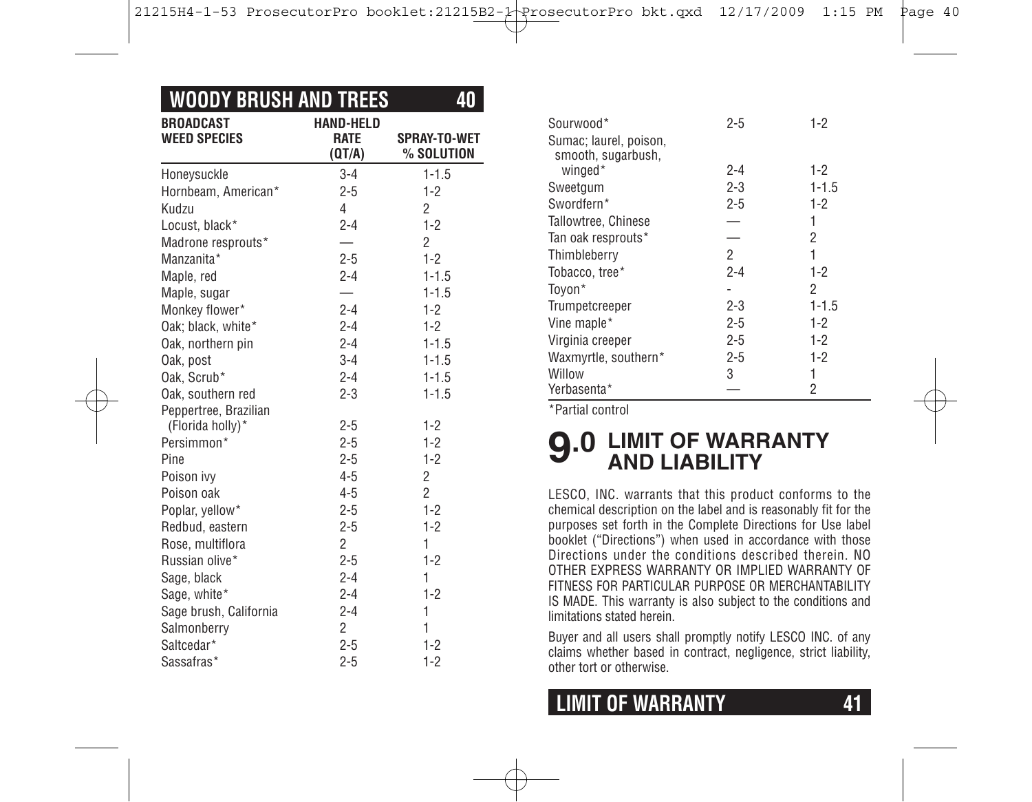## WOODY BRUSH AND TREES

| BROADCAST WEED SPECIES | HAND-HELD RATE (QT/A) | SPRAY-TO-WET % SOLUTION |
|---|---|---|
| Honeysuckle | 3-4 | 1-1.5 |
| Hornbeam, American* | 2-5 | 1-2 |
| Kudzu | 4 | 2 |
| Locust, black* | 2-4 | 1-2 |
| Madrone resprouts* | — | 2 |
| Manzanita* | 2-5 | 1-2 |
| Maple, red | 2-4 | 1-1.5 |
| Maple, sugar | — | 1-1.5 |
| Monkey flower* | 2-4 | 1-2 |
| Oak; black, white* | 2-4 | 1-2 |
| Oak, northern pin | 2-4 | 1-1.5 |
| Oak, post | 3-4 | 1-1.5 |
| Oak, Scrub* | 2-4 | 1-1.5 |
| Oak, southern red | 2-3 | 1-1.5 |
| Peppertree, Brazilian (Florida holly)* | 2-5 | 1-2 |
| Persimmon* | 2-5 | 1-2 |
| Pine | 2-5 | 1-2 |
| Poison ivy | 4-5 | 2 |
| Poison oak | 4-5 | 2 |
| Poplar, yellow* | 2-5 | 1-2 |
| Redbud, eastern | 2-5 | 1-2 |
| Rose, multiflora | 2 | 1 |
| Russian olive* | 2-5 | 1-2 |
| Sage, black | 2-4 | 1 |
| Sage, white* | 2-4 | 1-2 |
| Sage brush, California | 2-4 | 1 |
| Salmonberry | 2 | 1 |
| Saltcedar* | 2-5 | 1-2 |
| Sassafras* | 2-5 | 1-2 |
| Sourwood* | 2-5 | 1-2 |
| Sumac; laurel, poison, smooth, sugarbush, winged* | 2-4 | 1-2 |
| Sweetgum | 2-3 | 1-1.5 |
| Swordfern* | 2-5 | 1-2 |
| Tallowtree, Chinese | — | 1 |
| Tan oak resprouts* | — | 2 |
| Thimbleberry | 2 | 1 |
| Tobacco, tree* | 2-4 | 1-2 |
| Toyon* | - | 2 |
| Trumpetcreeper | 2-3 | 1-1.5 |
| Vine maple* | 2-5 | 1-2 |
| Virginia creeper | 2-5 | 1-2 |
| Waxmyrtle, southern* | 2-5 | 1-2 |
| Willow | 3 | 1 |
| Yerbasenta* | — | 2 |

*Partial control

# 9.0 LIMIT OF WARRANTY AND LIABILITY

LESCO, INC. warrants that this product conforms to the chemical description on the label and is reasonably fit for the purposes set forth in the Complete Directions for Use label booklet ("Directions") when used in accordance with those Directions under the conditions described therein. NO OTHER EXPRESS WARRANTY OR IMPLIED WARRANTY OF FITNESS FOR PARTICULAR PURPOSE OR MERCHANTABILITY IS MADE. This warranty is also subject to the conditions and limitations stated herein.

Buyer and all users shall promptly notify LESCO INC. of any claims whether based in contract, negligence, strict liability, other tort or otherwise.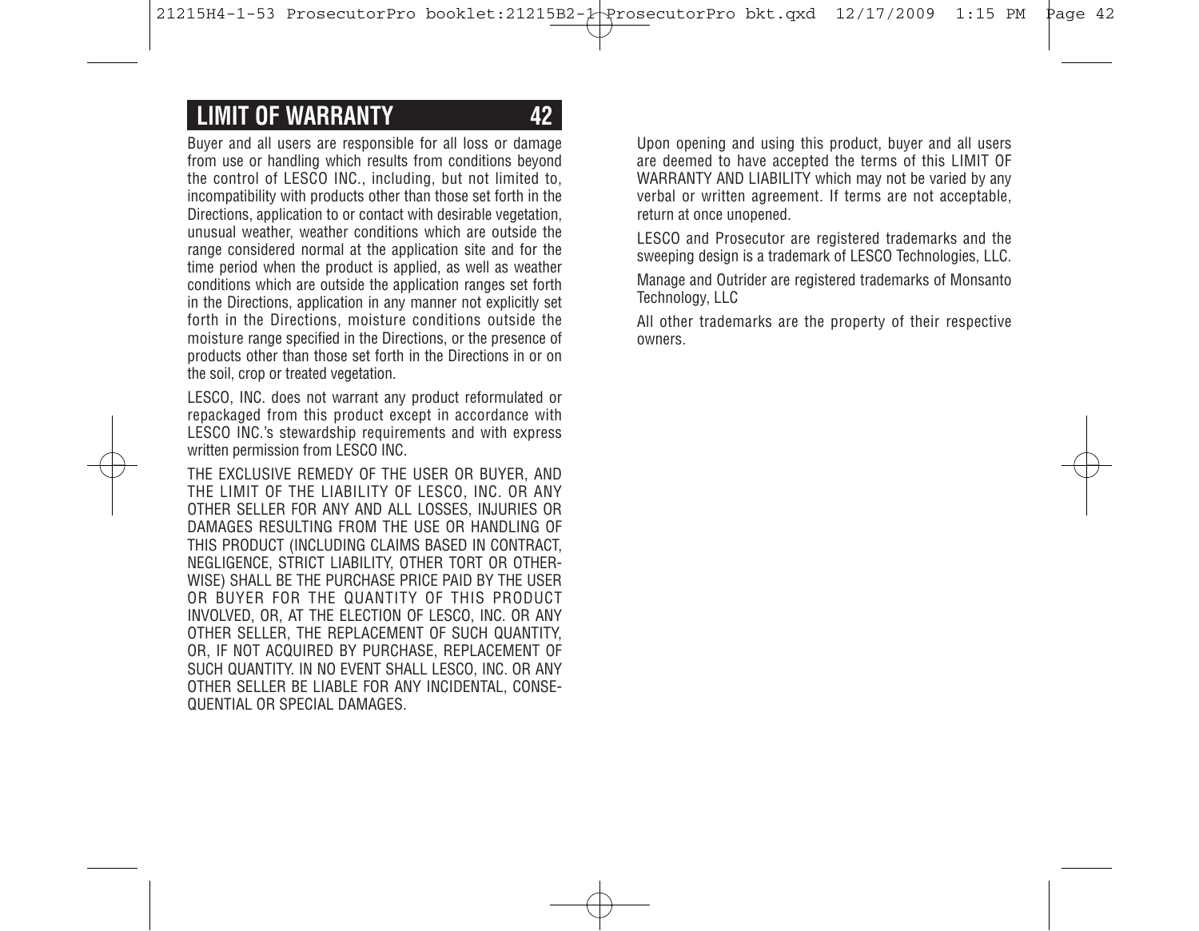## LIMIT OF WARRANTY

Buyer and all users are responsible for all loss or damage from use or handling which results from conditions beyond the control of LESCO INC., including, but not limited to, incompatibility with products other than those set forth in the Directions, application to or contact with desirable vegetation, unusual weather, weather conditions which are outside the range considered normal at the application site and for the time period when the product is applied, as well as weather conditions which are outside the application ranges set forth in the Directions, application in any manner not explicitly set forth in the Directions, moisture conditions outside the moisture range specified in the Directions, or the presence of products other than those set forth in the Directions in or on the soil, crop or treated vegetation.

LESCO, INC. does not warrant any product reformulated or repackaged from this product except in accordance with LESCO INC.'s stewardship requirements and with express written permission from LESCO INC.

THE EXCLUSIVE REMEDY OF THE USER OR BUYER, AND THE LIMIT OF THE LIABILITY OF LESCO, INC. OR ANY OTHER SELLER FOR ANY AND ALL LOSSES, INJURIES OR DAMAGES RESULTING FROM THE USE OR HANDLING OF THIS PRODUCT (INCLUDING CLAIMS BASED IN CONTRACT, NEGLIGENCE, STRICT LIABILITY, OTHER TORT OR OTHERWISE) SHALL BE THE PURCHASE PRICE PAID BY THE USER OR BUYER FOR THE QUANTITY OF THIS PRODUCT INVOLVED, OR, AT THE ELECTION OF LESCO, INC. OR ANY OTHER SELLER, THE REPLACEMENT OF SUCH QUANTITY, OR, IF NOT ACQUIRED BY PURCHASE, REPLACEMENT OF SUCH QUANTITY. IN NO EVENT SHALL LESCO, INC. OR ANY OTHER SELLER BE LIABLE FOR ANY INCIDENTAL, CONSEQUENTIAL OR SPECIAL DAMAGES.

Upon opening and using this product, buyer and all users are deemed to have accepted the terms of this LIMIT OF WARRANTY AND LIABILITY which may not be varied by any verbal or written agreement. If terms are not acceptable, return at once unopened.

LESCO and Prosecutor are registered trademarks and the sweeping design is a trademark of LESCO Technologies, LLC.

Manage and Outrider are registered trademarks of Monsanto Technology, LLC

All other trademarks are the property of their respective owners.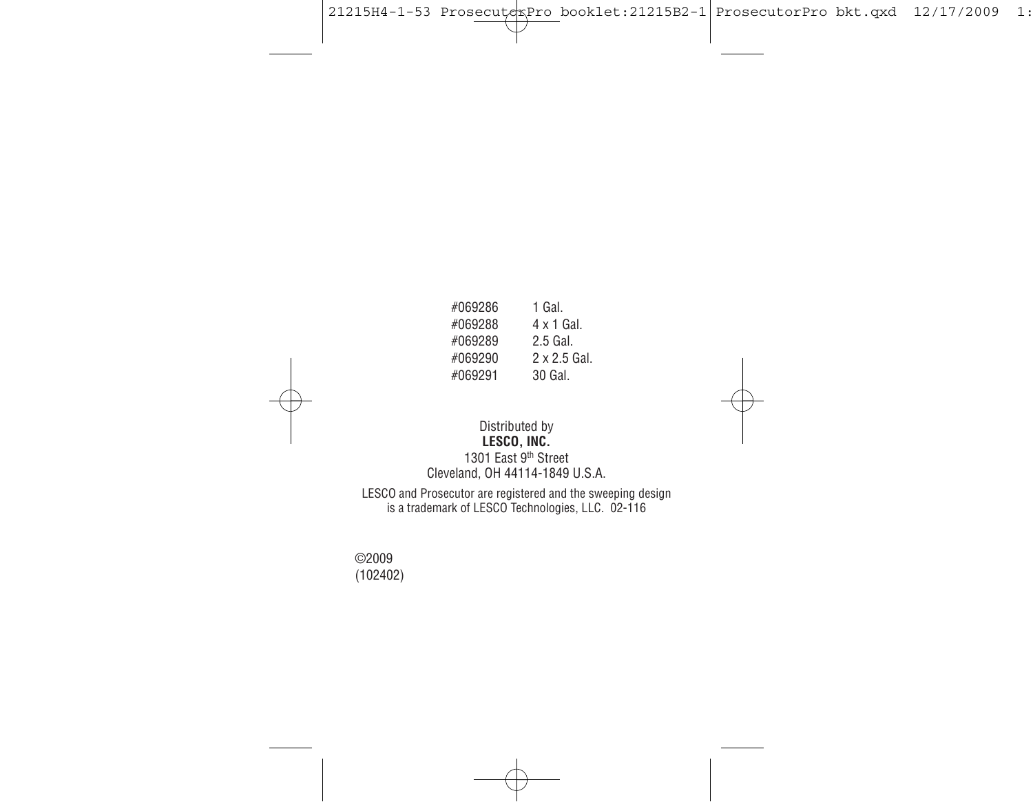| | |
|---|---|
| #069286 | 1 Gal. |
| #069288 | 4 x 1 Gal. |
| #069289 | 2.5 Gal. |
| #069290 | 2 x 2.5 Gal. |
| #069291 | 30 Gal. |

Distributed by
**LESCO, INC.**
1301 East 9th Street
Cleveland, OH 44114-1849 U.S.A.

LESCO and Prosecutor are registered and the sweeping design is a trademark of LESCO Technologies, LLC. 02-116

©2009
(102402)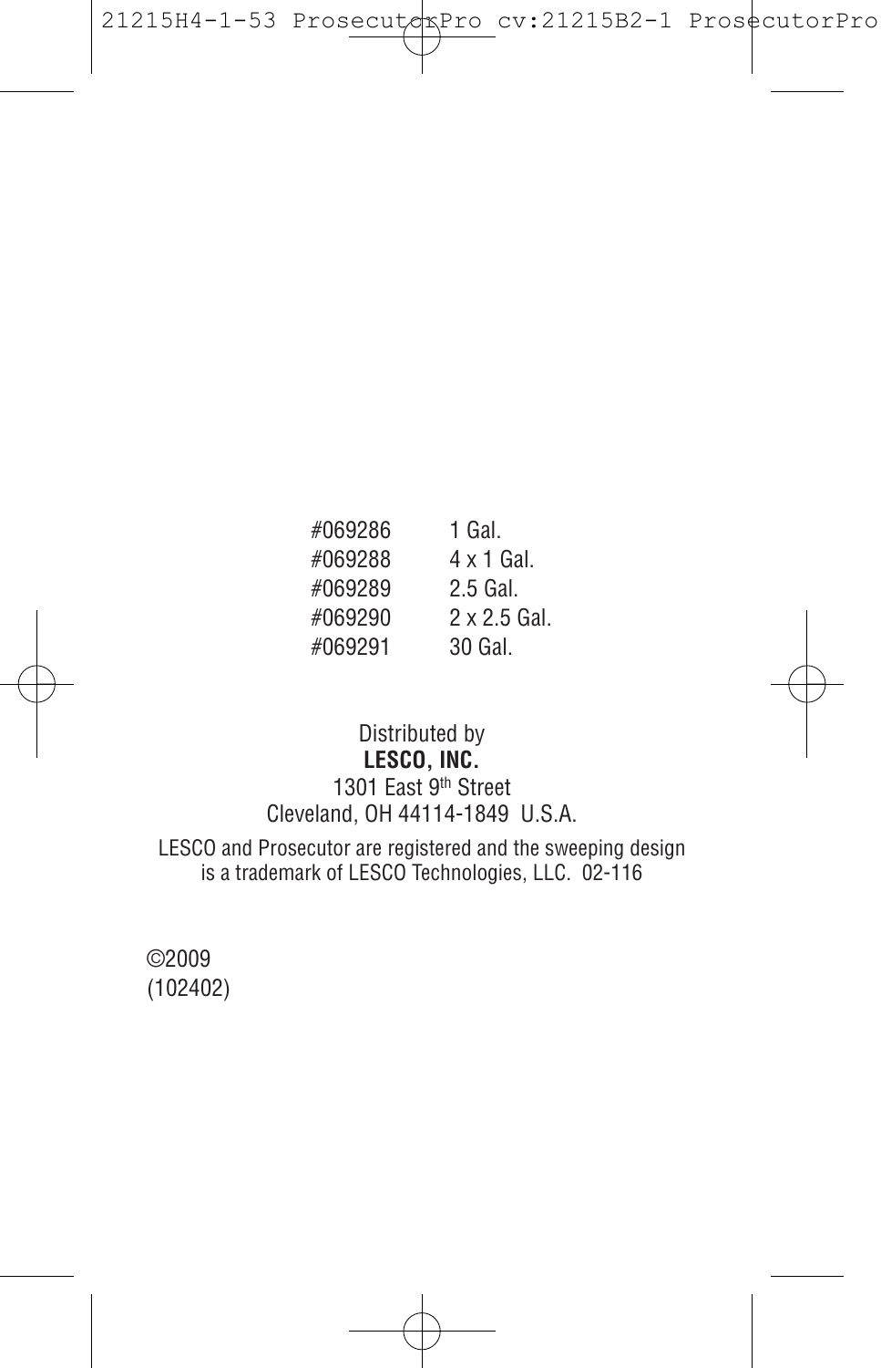| | |
|---|---|
| #069286 | 1 Gal. |
| #069288 | 4 x 1 Gal. |
| #069289 | 2.5 Gal. |
| #069290 | 2 x 2.5 Gal. |
| #069291 | 30 Gal. |

Distributed by
**LESCO, INC.**
1301 East 9th Street
Cleveland, OH 44114-1849 U.S.A.

LESCO and Prosecutor are registered and the sweeping design is a trademark of LESCO Technologies, LLC. 02-116

©2009
(102402)